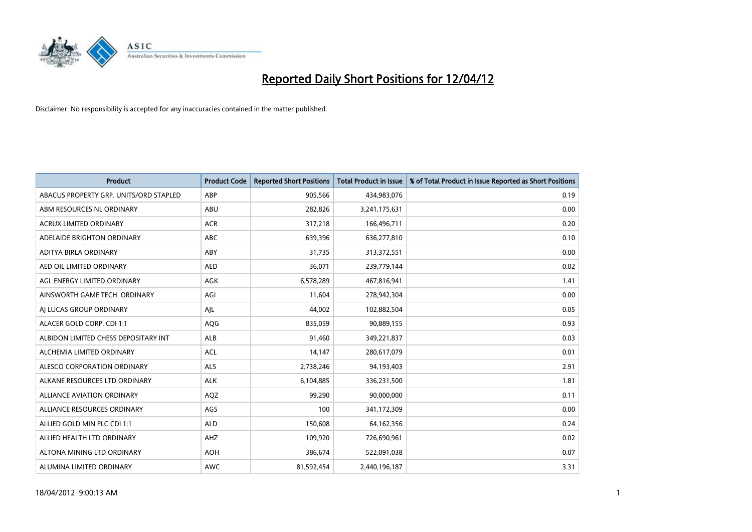# Reported Daily Short Positions for 12/04/12

Disclaimer: No responsibility is accepted for any inaccuracies contained in the matter published.

| Product | Product Code | Reported Short Positions | Total Product in Issue | % of Total Product in Issue Reported as Short Positions |
|---|---|---|---|---|
| ABACUS PROPERTY GRP. UNITS/ORD STAPLED | ABP | 905,566 | 434,983,076 | 0.19 |
| ABM RESOURCES NL ORDINARY | ABU | 282,826 | 3,241,175,631 | 0.00 |
| ACRUX LIMITED ORDINARY | ACR | 317,218 | 166,496,711 | 0.20 |
| ADELAIDE BRIGHTON ORDINARY | ABC | 639,396 | 636,277,810 | 0.10 |
| ADITYA BIRLA ORDINARY | ABY | 31,735 | 313,372,551 | 0.00 |
| AED OIL LIMITED ORDINARY | AED | 36,071 | 239,779,144 | 0.02 |
| AGL ENERGY LIMITED ORDINARY | AGK | 6,578,289 | 467,816,941 | 1.41 |
| AINSWORTH GAME TECH. ORDINARY | AGI | 11,604 | 278,942,304 | 0.00 |
| AJ LUCAS GROUP ORDINARY | AJL | 44,002 | 102,882,504 | 0.05 |
| ALACER GOLD CORP. CDI 1:1 | AQG | 835,059 | 90,889,155 | 0.93 |
| ALBIDON LIMITED CHESS DEPOSITARY INT | ALB | 91,460 | 349,221,837 | 0.03 |
| ALCHEMIA LIMITED ORDINARY | ACL | 14,147 | 280,617,079 | 0.01 |
| ALESCO CORPORATION ORDINARY | ALS | 2,738,246 | 94,193,403 | 2.91 |
| ALKANE RESOURCES LTD ORDINARY | ALK | 6,104,885 | 336,231,500 | 1.81 |
| ALLIANCE AVIATION ORDINARY | AQZ | 99,290 | 90,000,000 | 0.11 |
| ALLIANCE RESOURCES ORDINARY | AGS | 100 | 341,172,309 | 0.00 |
| ALLIED GOLD MIN PLC CDI 1:1 | ALD | 150,608 | 64,162,356 | 0.24 |
| ALLIED HEALTH LTD ORDINARY | AHZ | 109,920 | 726,690,961 | 0.02 |
| ALTONA MINING LTD ORDINARY | AOH | 386,674 | 522,091,038 | 0.07 |
| ALUMINA LIMITED ORDINARY | AWC | 81,592,454 | 2,440,196,187 | 3.31 |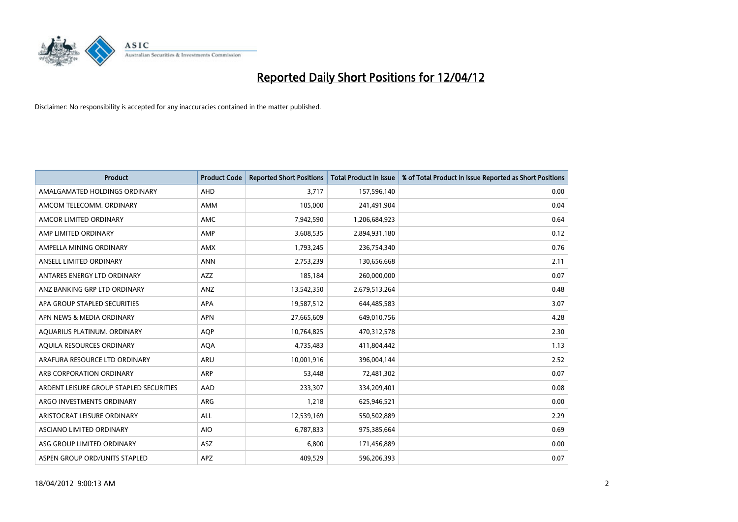# Reported Daily Short Positions for 12/04/12

Disclaimer: No responsibility is accepted for any inaccuracies contained in the matter published.

| Product | Product Code | Reported Short Positions | Total Product in Issue | % of Total Product in Issue Reported as Short Positions |
|---|---|---|---|---|
| AMALGAMATED HOLDINGS ORDINARY | AHD | 3,717 | 157,596,140 | 0.00 |
| AMCOM TELECOMM. ORDINARY | AMM | 105,000 | 241,491,904 | 0.04 |
| AMCOR LIMITED ORDINARY | AMC | 7,942,590 | 1,206,684,923 | 0.64 |
| AMP LIMITED ORDINARY | AMP | 3,608,535 | 2,894,931,180 | 0.12 |
| AMPELLA MINING ORDINARY | AMX | 1,793,245 | 236,754,340 | 0.76 |
| ANSELL LIMITED ORDINARY | ANN | 2,753,239 | 130,656,668 | 2.11 |
| ANTARES ENERGY LTD ORDINARY | AZZ | 185,184 | 260,000,000 | 0.07 |
| ANZ BANKING GRP LTD ORDINARY | ANZ | 13,542,350 | 2,679,513,264 | 0.48 |
| APA GROUP STAPLED SECURITIES | APA | 19,587,512 | 644,485,583 | 3.07 |
| APN NEWS & MEDIA ORDINARY | APN | 27,665,609 | 649,010,756 | 4.28 |
| AQUARIUS PLATINUM. ORDINARY | AQP | 10,764,825 | 470,312,578 | 2.30 |
| AQUILA RESOURCES ORDINARY | AQA | 4,735,483 | 411,804,442 | 1.13 |
| ARAFURA RESOURCE LTD ORDINARY | ARU | 10,001,916 | 396,004,144 | 2.52 |
| ARB CORPORATION ORDINARY | ARP | 53,448 | 72,481,302 | 0.07 |
| ARDENT LEISURE GROUP STAPLED SECURITIES | AAD | 233,307 | 334,209,401 | 0.08 |
| ARGO INVESTMENTS ORDINARY | ARG | 1,218 | 625,946,521 | 0.00 |
| ARISTOCRAT LEISURE ORDINARY | ALL | 12,539,169 | 550,502,889 | 2.29 |
| ASCIANO LIMITED ORDINARY | AIO | 6,787,833 | 975,385,664 | 0.69 |
| ASG GROUP LIMITED ORDINARY | ASZ | 6,800 | 171,456,889 | 0.00 |
| ASPEN GROUP ORD/UNITS STAPLED | APZ | 409,529 | 596,206,393 | 0.07 |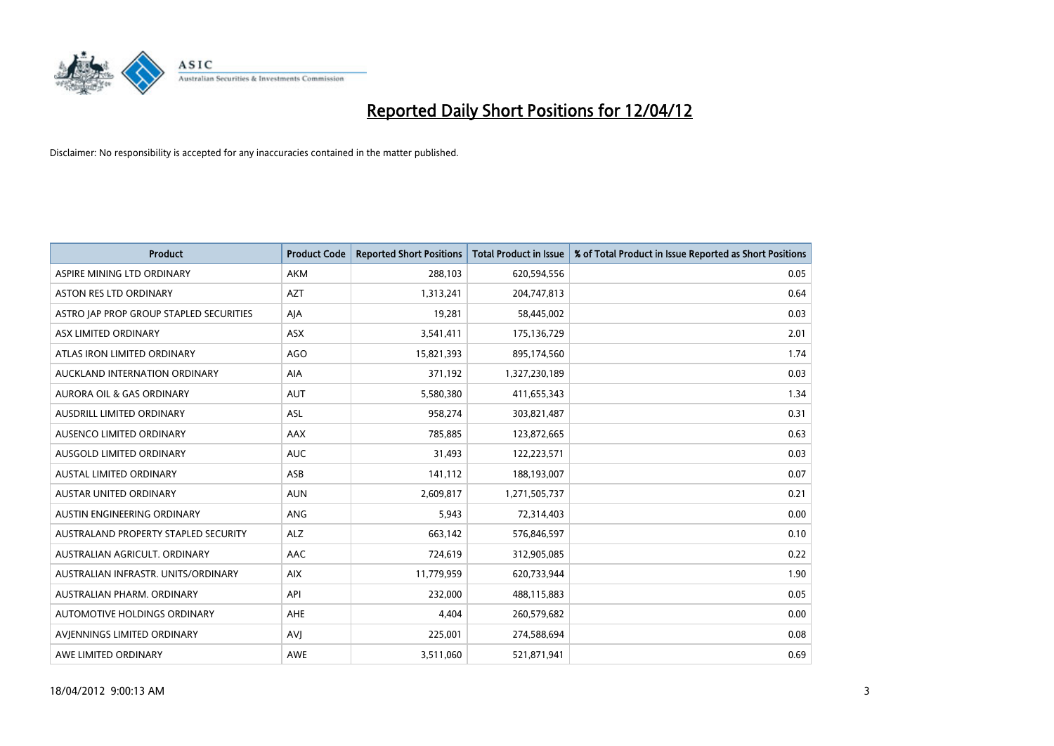# Reported Daily Short Positions for 12/04/12

Disclaimer: No responsibility is accepted for any inaccuracies contained in the matter published.

| Product | Product Code | Reported Short Positions | Total Product in Issue | % of Total Product in Issue Reported as Short Positions |
|---|---|---|---|---|
| ASPIRE MINING LTD ORDINARY | AKM | 288,103 | 620,594,556 | 0.05 |
| ASTON RES LTD ORDINARY | AZT | 1,313,241 | 204,747,813 | 0.64 |
| ASTRO JAP PROP GROUP STAPLED SECURITIES | AJA | 19,281 | 58,445,002 | 0.03 |
| ASX LIMITED ORDINARY | ASX | 3,541,411 | 175,136,729 | 2.01 |
| ATLAS IRON LIMITED ORDINARY | AGO | 15,821,393 | 895,174,560 | 1.74 |
| AUCKLAND INTERNATION ORDINARY | AIA | 371,192 | 1,327,230,189 | 0.03 |
| AURORA OIL & GAS ORDINARY | AUT | 5,580,380 | 411,655,343 | 1.34 |
| AUSDRILL LIMITED ORDINARY | ASL | 958,274 | 303,821,487 | 0.31 |
| AUSENCO LIMITED ORDINARY | AAX | 785,885 | 123,872,665 | 0.63 |
| AUSGOLD LIMITED ORDINARY | AUC | 31,493 | 122,223,571 | 0.03 |
| AUSTAL LIMITED ORDINARY | ASB | 141,112 | 188,193,007 | 0.07 |
| AUSTAR UNITED ORDINARY | AUN | 2,609,817 | 1,271,505,737 | 0.21 |
| AUSTIN ENGINEERING ORDINARY | ANG | 5,943 | 72,314,403 | 0.00 |
| AUSTRALAND PROPERTY STAPLED SECURITY | ALZ | 663,142 | 576,846,597 | 0.10 |
| AUSTRALIAN AGRICULT. ORDINARY | AAC | 724,619 | 312,905,085 | 0.22 |
| AUSTRALIAN INFRASTR. UNITS/ORDINARY | AIX | 11,779,959 | 620,733,944 | 1.90 |
| AUSTRALIAN PHARM. ORDINARY | API | 232,000 | 488,115,883 | 0.05 |
| AUTOMOTIVE HOLDINGS ORDINARY | AHE | 4,404 | 260,579,682 | 0.00 |
| AVJENNINGS LIMITED ORDINARY | AVJ | 225,001 | 274,588,694 | 0.08 |
| AWE LIMITED ORDINARY | AWE | 3,511,060 | 521,871,941 | 0.69 |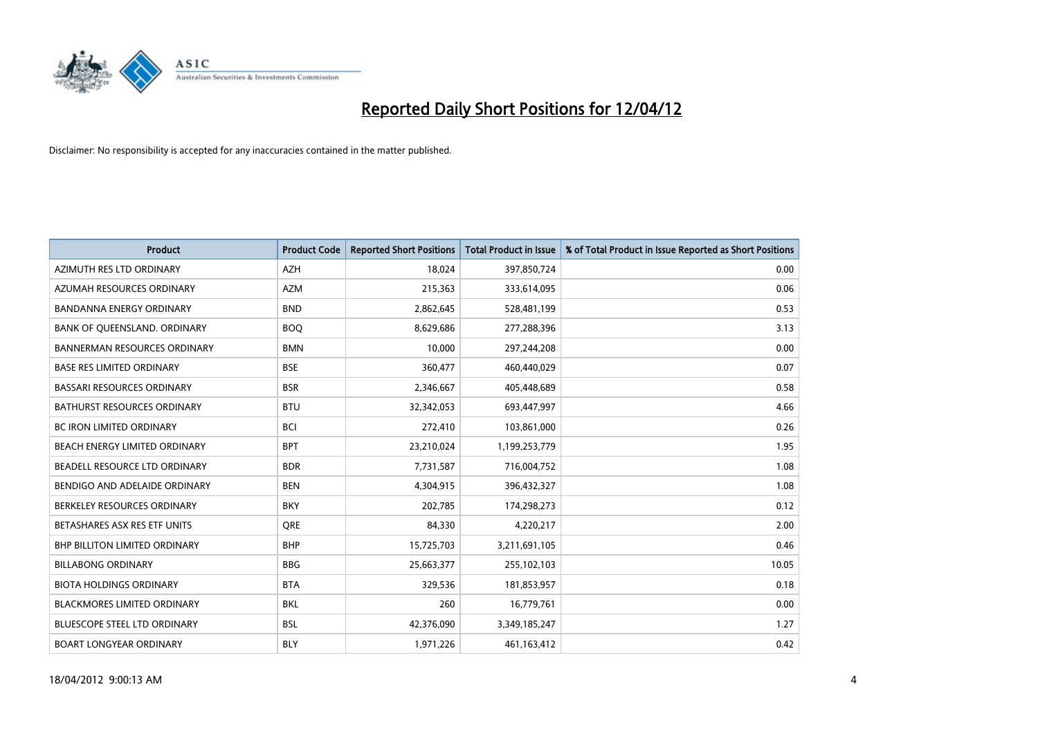# Reported Daily Short Positions for 12/04/12

Disclaimer: No responsibility is accepted for any inaccuracies contained in the matter published.

| Product | Product Code | Reported Short Positions | Total Product in Issue | % of Total Product in Issue Reported as Short Positions |
|---|---|---|---|---|
| AZIMUTH RES LTD ORDINARY | AZH | 18,024 | 397,850,724 | 0.00 |
| AZUMAH RESOURCES ORDINARY | AZM | 215,363 | 333,614,095 | 0.06 |
| BANDANNA ENERGY ORDINARY | BND | 2,862,645 | 528,481,199 | 0.53 |
| BANK OF QUEENSLAND. ORDINARY | BOQ | 8,629,686 | 277,288,396 | 3.13 |
| BANNERMAN RESOURCES ORDINARY | BMN | 10,000 | 297,244,208 | 0.00 |
| BASE RES LIMITED ORDINARY | BSE | 360,477 | 460,440,029 | 0.07 |
| BASSARI RESOURCES ORDINARY | BSR | 2,346,667 | 405,448,689 | 0.58 |
| BATHURST RESOURCES ORDINARY | BTU | 32,342,053 | 693,447,997 | 4.66 |
| BC IRON LIMITED ORDINARY | BCI | 272,410 | 103,861,000 | 0.26 |
| BEACH ENERGY LIMITED ORDINARY | BPT | 23,210,024 | 1,199,253,779 | 1.95 |
| BEADELL RESOURCE LTD ORDINARY | BDR | 7,731,587 | 716,004,752 | 1.08 |
| BENDIGO AND ADELAIDE ORDINARY | BEN | 4,304,915 | 396,432,327 | 1.08 |
| BERKELEY RESOURCES ORDINARY | BKY | 202,785 | 174,298,273 | 0.12 |
| BETASHARES ASX RES ETF UNITS | QRE | 84,330 | 4,220,217 | 2.00 |
| BHP BILLITON LIMITED ORDINARY | BHP | 15,725,703 | 3,211,691,105 | 0.46 |
| BILLABONG ORDINARY | BBG | 25,663,377 | 255,102,103 | 10.05 |
| BIOTA HOLDINGS ORDINARY | BTA | 329,536 | 181,853,957 | 0.18 |
| BLACKMORES LIMITED ORDINARY | BKL | 260 | 16,779,761 | 0.00 |
| BLUESCOPE STEEL LTD ORDINARY | BSL | 42,376,090 | 3,349,185,247 | 1.27 |
| BOART LONGYEAR ORDINARY | BLY | 1,971,226 | 461,163,412 | 0.42 |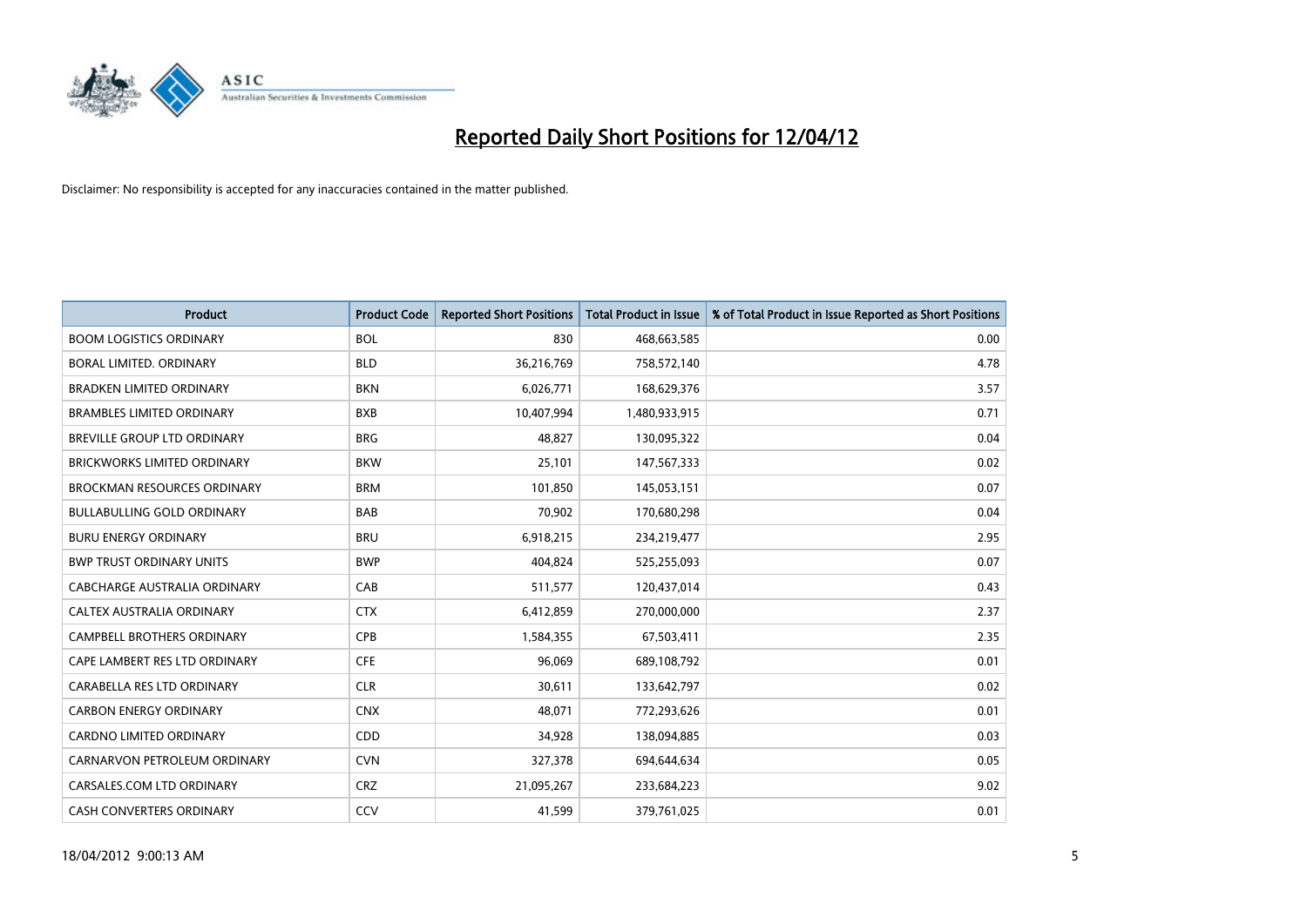# Reported Daily Short Positions for 12/04/12

Disclaimer: No responsibility is accepted for any inaccuracies contained in the matter published.

| Product | Product Code | Reported Short Positions | Total Product in Issue | % of Total Product in Issue Reported as Short Positions |
|---|---|---|---|---|
| BOOM LOGISTICS ORDINARY | BOL | 830 | 468,663,585 | 0.00 |
| BORAL LIMITED. ORDINARY | BLD | 36,216,769 | 758,572,140 | 4.78 |
| BRADKEN LIMITED ORDINARY | BKN | 6,026,771 | 168,629,376 | 3.57 |
| BRAMBLES LIMITED ORDINARY | BXB | 10,407,994 | 1,480,933,915 | 0.71 |
| BREVILLE GROUP LTD ORDINARY | BRG | 48,827 | 130,095,322 | 0.04 |
| BRICKWORKS LIMITED ORDINARY | BKW | 25,101 | 147,567,333 | 0.02 |
| BROCKMAN RESOURCES ORDINARY | BRM | 101,850 | 145,053,151 | 0.07 |
| BULLABULLING GOLD ORDINARY | BAB | 70,902 | 170,680,298 | 0.04 |
| BURU ENERGY ORDINARY | BRU | 6,918,215 | 234,219,477 | 2.95 |
| BWP TRUST ORDINARY UNITS | BWP | 404,824 | 525,255,093 | 0.07 |
| CABCHARGE AUSTRALIA ORDINARY | CAB | 511,577 | 120,437,014 | 0.43 |
| CALTEX AUSTRALIA ORDINARY | CTX | 6,412,859 | 270,000,000 | 2.37 |
| CAMPBELL BROTHERS ORDINARY | CPB | 1,584,355 | 67,503,411 | 2.35 |
| CAPE LAMBERT RES LTD ORDINARY | CFE | 96,069 | 689,108,792 | 0.01 |
| CARABELLA RES LTD ORDINARY | CLR | 30,611 | 133,642,797 | 0.02 |
| CARBON ENERGY ORDINARY | CNX | 48,071 | 772,293,626 | 0.01 |
| CARDNO LIMITED ORDINARY | CDD | 34,928 | 138,094,885 | 0.03 |
| CARNARVON PETROLEUM ORDINARY | CVN | 327,378 | 694,644,634 | 0.05 |
| CARSALES.COM LTD ORDINARY | CRZ | 21,095,267 | 233,684,223 | 9.02 |
| CASH CONVERTERS ORDINARY | CCV | 41,599 | 379,761,025 | 0.01 |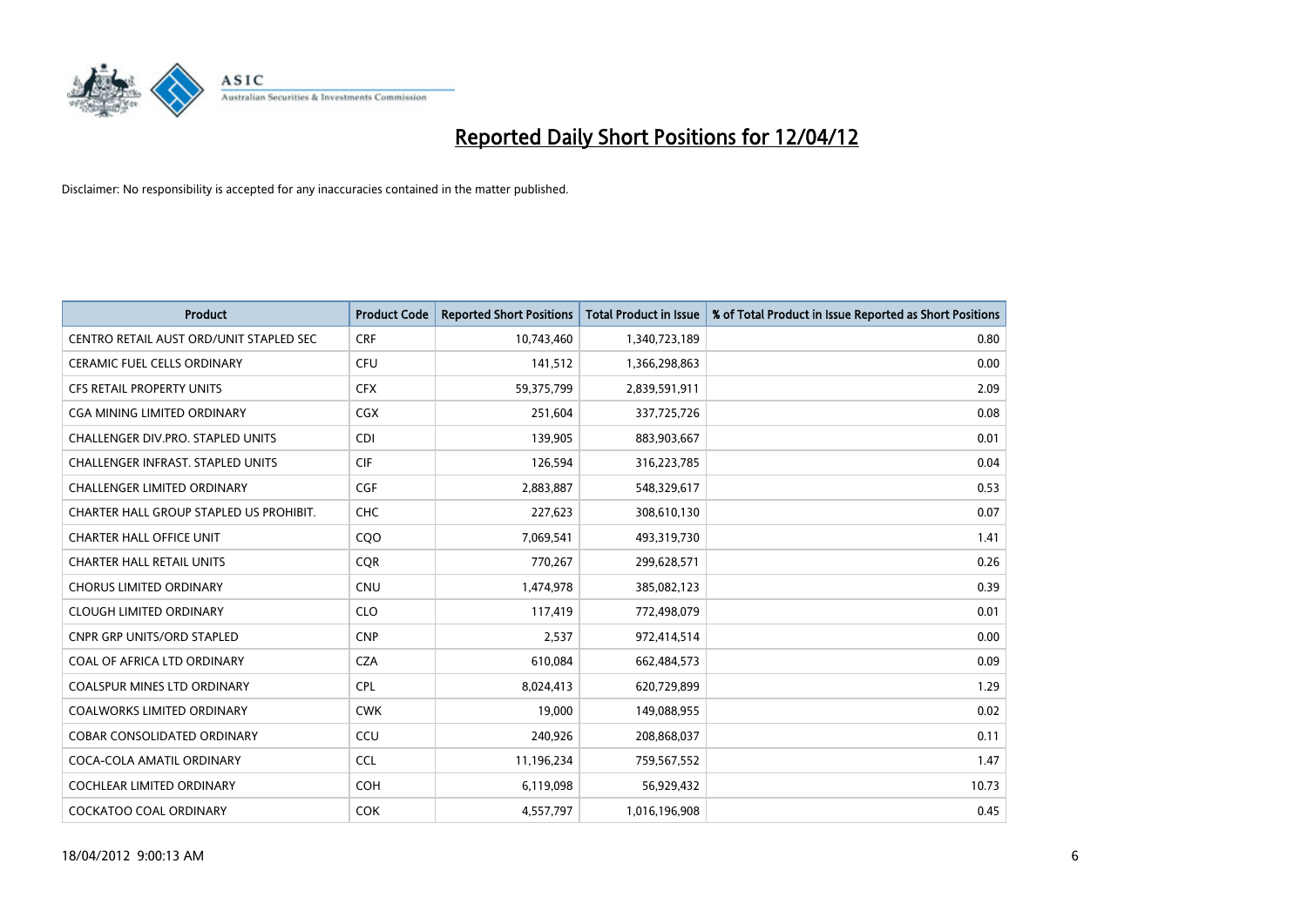# Reported Daily Short Positions for 12/04/12

Disclaimer: No responsibility is accepted for any inaccuracies contained in the matter published.

| Product | Product Code | Reported Short Positions | Total Product in Issue | % of Total Product in Issue Reported as Short Positions |
|---|---|---|---|---|
| CENTRO RETAIL AUST ORD/UNIT STAPLED SEC | CRF | 10,743,460 | 1,340,723,189 | 0.80 |
| CERAMIC FUEL CELLS ORDINARY | CFU | 141,512 | 1,366,298,863 | 0.00 |
| CFS RETAIL PROPERTY UNITS | CFX | 59,375,799 | 2,839,591,911 | 2.09 |
| CGA MINING LIMITED ORDINARY | CGX | 251,604 | 337,725,726 | 0.08 |
| CHALLENGER DIV.PRO. STAPLED UNITS | CDI | 139,905 | 883,903,667 | 0.01 |
| CHALLENGER INFRAST. STAPLED UNITS | CIF | 126,594 | 316,223,785 | 0.04 |
| CHALLENGER LIMITED ORDINARY | CGF | 2,883,887 | 548,329,617 | 0.53 |
| CHARTER HALL GROUP STAPLED US PROHIBIT. | CHC | 227,623 | 308,610,130 | 0.07 |
| CHARTER HALL OFFICE UNIT | CQO | 7,069,541 | 493,319,730 | 1.41 |
| CHARTER HALL RETAIL UNITS | CQR | 770,267 | 299,628,571 | 0.26 |
| CHORUS LIMITED ORDINARY | CNU | 1,474,978 | 385,082,123 | 0.39 |
| CLOUGH LIMITED ORDINARY | CLO | 117,419 | 772,498,079 | 0.01 |
| CNPR GRP UNITS/ORD STAPLED | CNP | 2,537 | 972,414,514 | 0.00 |
| COAL OF AFRICA LTD ORDINARY | CZA | 610,084 | 662,484,573 | 0.09 |
| COALSPUR MINES LTD ORDINARY | CPL | 8,024,413 | 620,729,899 | 1.29 |
| COALWORKS LIMITED ORDINARY | CWK | 19,000 | 149,088,955 | 0.02 |
| COBAR CONSOLIDATED ORDINARY | CCU | 240,926 | 208,868,037 | 0.11 |
| COCA-COLA AMATIL ORDINARY | CCL | 11,196,234 | 759,567,552 | 1.47 |
| COCHLEAR LIMITED ORDINARY | COH | 6,119,098 | 56,929,432 | 10.73 |
| COCKATOO COAL ORDINARY | COK | 4,557,797 | 1,016,196,908 | 0.45 |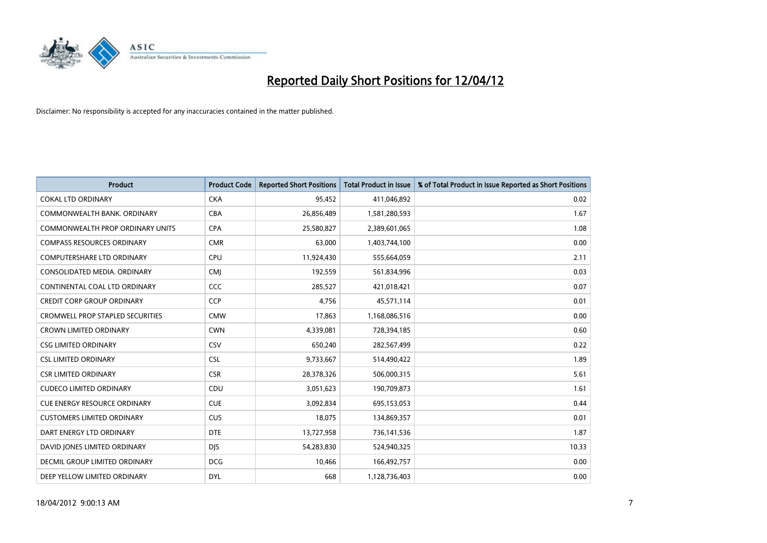# Reported Daily Short Positions for 12/04/12

Disclaimer: No responsibility is accepted for any inaccuracies contained in the matter published.

| Product | Product Code | Reported Short Positions | Total Product in Issue | % of Total Product in Issue Reported as Short Positions |
|---|---|---|---|---|
| COKAL LTD ORDINARY | CKA | 95,452 | 411,046,892 | 0.02 |
| COMMONWEALTH BANK. ORDINARY | CBA | 26,856,489 | 1,581,280,593 | 1.67 |
| COMMONWEALTH PROP ORDINARY UNITS | CPA | 25,580,827 | 2,389,601,065 | 1.08 |
| COMPASS RESOURCES ORDINARY | CMR | 63,000 | 1,403,744,100 | 0.00 |
| COMPUTERSHARE LTD ORDINARY | CPU | 11,924,430 | 555,664,059 | 2.11 |
| CONSOLIDATED MEDIA. ORDINARY | CMJ | 192,559 | 561,834,996 | 0.03 |
| CONTINENTAL COAL LTD ORDINARY | CCC | 285,527 | 421,018,421 | 0.07 |
| CREDIT CORP GROUP ORDINARY | CCP | 4,756 | 45,571,114 | 0.01 |
| CROMWELL PROP STAPLED SECURITIES | CMW | 17,863 | 1,168,086,516 | 0.00 |
| CROWN LIMITED ORDINARY | CWN | 4,339,081 | 728,394,185 | 0.60 |
| CSG LIMITED ORDINARY | CSV | 650,240 | 282,567,499 | 0.22 |
| CSL LIMITED ORDINARY | CSL | 9,733,667 | 514,490,422 | 1.89 |
| CSR LIMITED ORDINARY | CSR | 28,378,326 | 506,000,315 | 5.61 |
| CUDECO LIMITED ORDINARY | CDU | 3,051,623 | 190,709,873 | 1.61 |
| CUE ENERGY RESOURCE ORDINARY | CUE | 3,092,834 | 695,153,053 | 0.44 |
| CUSTOMERS LIMITED ORDINARY | CUS | 18,075 | 134,869,357 | 0.01 |
| DART ENERGY LTD ORDINARY | DTE | 13,727,958 | 736,141,536 | 1.87 |
| DAVID JONES LIMITED ORDINARY | DJS | 54,283,830 | 524,940,325 | 10.33 |
| DECMIL GROUP LIMITED ORDINARY | DCG | 10,466 | 166,492,757 | 0.00 |
| DEEP YELLOW LIMITED ORDINARY | DYL | 668 | 1,128,736,403 | 0.00 |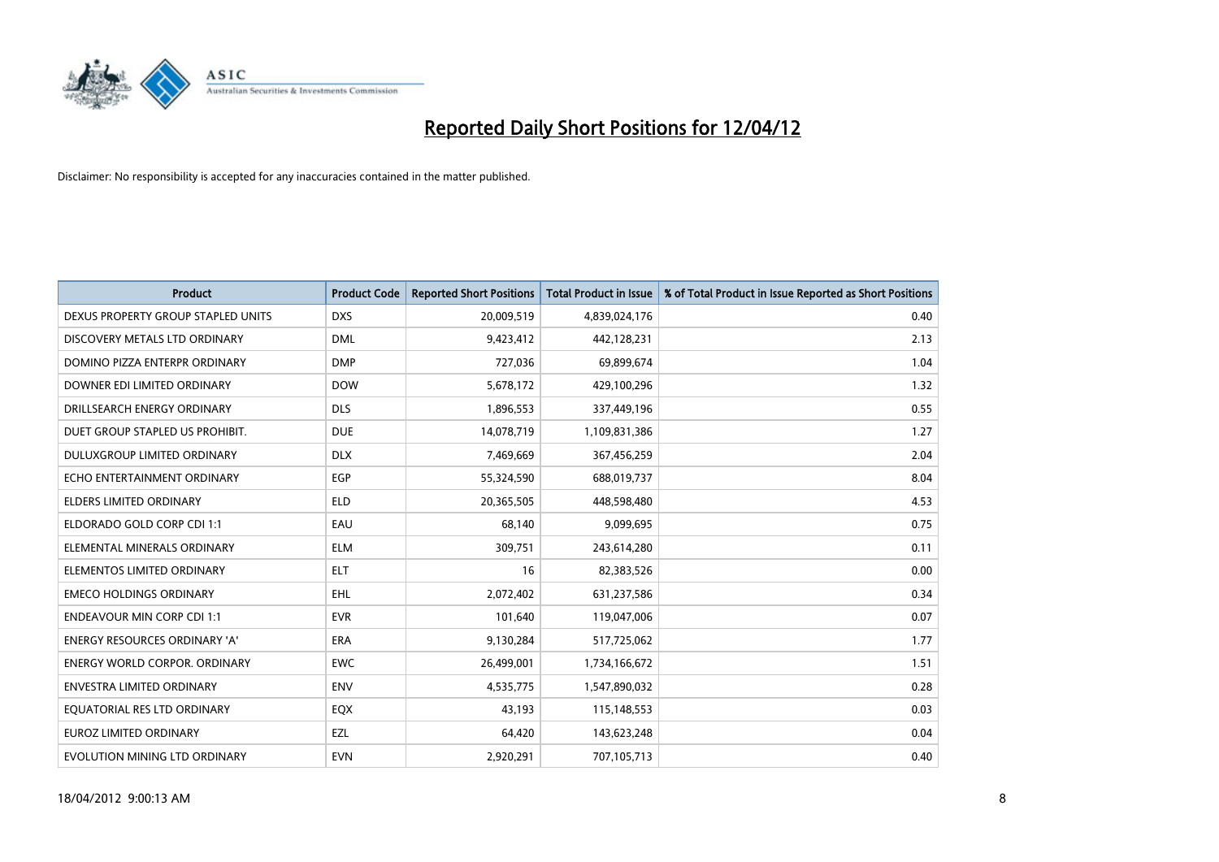# Reported Daily Short Positions for 12/04/12

Disclaimer: No responsibility is accepted for any inaccuracies contained in the matter published.

| Product | Product Code | Reported Short Positions | Total Product in Issue | % of Total Product in Issue Reported as Short Positions |
|---|---|---|---|---|
| DEXUS PROPERTY GROUP STAPLED UNITS | DXS | 20,009,519 | 4,839,024,176 | 0.40 |
| DISCOVERY METALS LTD ORDINARY | DML | 9,423,412 | 442,128,231 | 2.13 |
| DOMINO PIZZA ENTERPR ORDINARY | DMP | 727,036 | 69,899,674 | 1.04 |
| DOWNER EDI LIMITED ORDINARY | DOW | 5,678,172 | 429,100,296 | 1.32 |
| DRILLSEARCH ENERGY ORDINARY | DLS | 1,896,553 | 337,449,196 | 0.55 |
| DUET GROUP STAPLED US PROHIBIT. | DUE | 14,078,719 | 1,109,831,386 | 1.27 |
| DULUXGROUP LIMITED ORDINARY | DLX | 7,469,669 | 367,456,259 | 2.04 |
| ECHO ENTERTAINMENT ORDINARY | EGP | 55,324,590 | 688,019,737 | 8.04 |
| ELDERS LIMITED ORDINARY | ELD | 20,365,505 | 448,598,480 | 4.53 |
| ELDORADO GOLD CORP CDI 1:1 | EAU | 68,140 | 9,099,695 | 0.75 |
| ELEMENTAL MINERALS ORDINARY | ELM | 309,751 | 243,614,280 | 0.11 |
| ELEMENTOS LIMITED ORDINARY | ELT | 16 | 82,383,526 | 0.00 |
| EMECO HOLDINGS ORDINARY | EHL | 2,072,402 | 631,237,586 | 0.34 |
| ENDEAVOUR MIN CORP CDI 1:1 | EVR | 101,640 | 119,047,006 | 0.07 |
| ENERGY RESOURCES ORDINARY 'A' | ERA | 9,130,284 | 517,725,062 | 1.77 |
| ENERGY WORLD CORPOR. ORDINARY | EWC | 26,499,001 | 1,734,166,672 | 1.51 |
| ENVESTRA LIMITED ORDINARY | ENV | 4,535,775 | 1,547,890,032 | 0.28 |
| EQUATORIAL RES LTD ORDINARY | EQX | 43,193 | 115,148,553 | 0.03 |
| EUROZ LIMITED ORDINARY | EZL | 64,420 | 143,623,248 | 0.04 |
| EVOLUTION MINING LTD ORDINARY | EVN | 2,920,291 | 707,105,713 | 0.40 |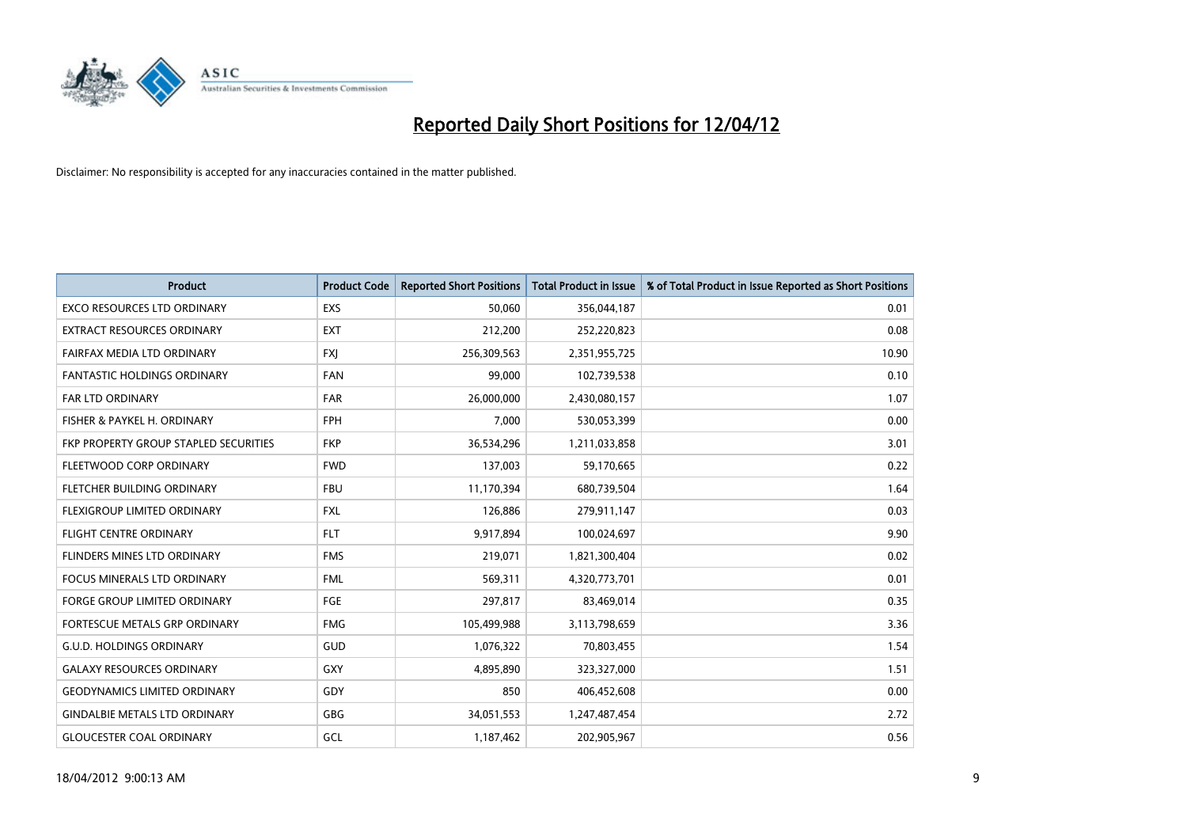# Reported Daily Short Positions for 12/04/12

Disclaimer: No responsibility is accepted for any inaccuracies contained in the matter published.

| Product | Product Code | Reported Short Positions | Total Product in Issue | % of Total Product in Issue Reported as Short Positions |
|---|---|---|---|---|
| EXCO RESOURCES LTD ORDINARY | EXS | 50,060 | 356,044,187 | 0.01 |
| EXTRACT RESOURCES ORDINARY | EXT | 212,200 | 252,220,823 | 0.08 |
| FAIRFAX MEDIA LTD ORDINARY | FXJ | 256,309,563 | 2,351,955,725 | 10.90 |
| FANTASTIC HOLDINGS ORDINARY | FAN | 99,000 | 102,739,538 | 0.10 |
| FAR LTD ORDINARY | FAR | 26,000,000 | 2,430,080,157 | 1.07 |
| FISHER & PAYKEL H. ORDINARY | FPH | 7,000 | 530,053,399 | 0.00 |
| FKP PROPERTY GROUP STAPLED SECURITIES | FKP | 36,534,296 | 1,211,033,858 | 3.01 |
| FLEETWOOD CORP ORDINARY | FWD | 137,003 | 59,170,665 | 0.22 |
| FLETCHER BUILDING ORDINARY | FBU | 11,170,394 | 680,739,504 | 1.64 |
| FLEXIGROUP LIMITED ORDINARY | FXL | 126,886 | 279,911,147 | 0.03 |
| FLIGHT CENTRE ORDINARY | FLT | 9,917,894 | 100,024,697 | 9.90 |
| FLINDERS MINES LTD ORDINARY | FMS | 219,071 | 1,821,300,404 | 0.02 |
| FOCUS MINERALS LTD ORDINARY | FML | 569,311 | 4,320,773,701 | 0.01 |
| FORGE GROUP LIMITED ORDINARY | FGE | 297,817 | 83,469,014 | 0.35 |
| FORTESCUE METALS GRP ORDINARY | FMG | 105,499,988 | 3,113,798,659 | 3.36 |
| G.U.D. HOLDINGS ORDINARY | GUD | 1,076,322 | 70,803,455 | 1.54 |
| GALAXY RESOURCES ORDINARY | GXY | 4,895,890 | 323,327,000 | 1.51 |
| GEODYNAMICS LIMITED ORDINARY | GDY | 850 | 406,452,608 | 0.00 |
| GINDALBIE METALS LTD ORDINARY | GBG | 34,051,553 | 1,247,487,454 | 2.72 |
| GLOUCESTER COAL ORDINARY | GCL | 1,187,462 | 202,905,967 | 0.56 |

18/04/2012 9:00:13 AM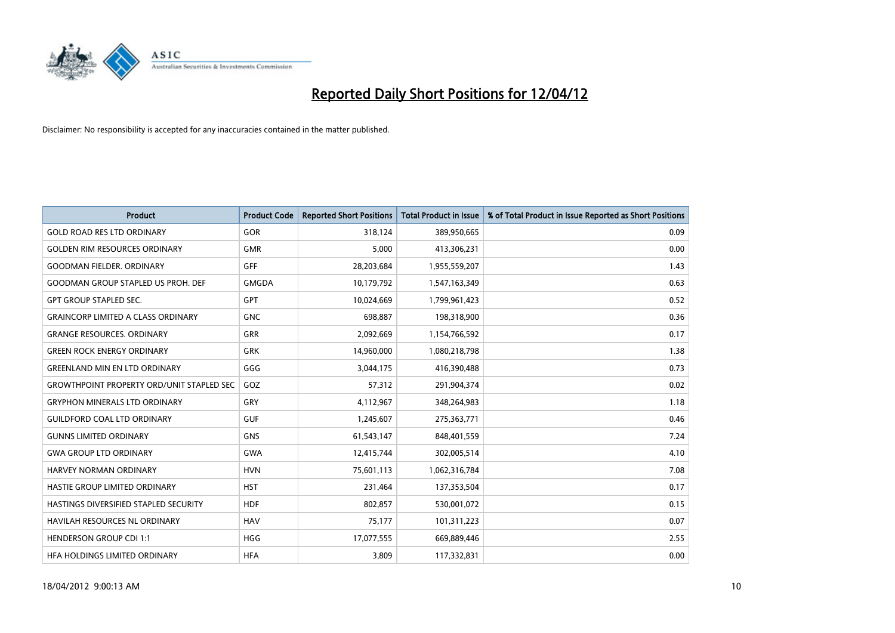# Reported Daily Short Positions for 12/04/12

Disclaimer: No responsibility is accepted for any inaccuracies contained in the matter published.

| Product | Product Code | Reported Short Positions | Total Product in Issue | % of Total Product in Issue Reported as Short Positions |
|---|---|---|---|---|
| GOLD ROAD RES LTD ORDINARY | GOR | 318,124 | 389,950,665 | 0.09 |
| GOLDEN RIM RESOURCES ORDINARY | GMR | 5,000 | 413,306,231 | 0.00 |
| GOODMAN FIELDER. ORDINARY | GFF | 28,203,684 | 1,955,559,207 | 1.43 |
| GOODMAN GROUP STAPLED US PROH. DEF | GMGDA | 10,179,792 | 1,547,163,349 | 0.63 |
| GPT GROUP STAPLED SEC. | GPT | 10,024,669 | 1,799,961,423 | 0.52 |
| GRAINCORP LIMITED A CLASS ORDINARY | GNC | 698,887 | 198,318,900 | 0.36 |
| GRANGE RESOURCES. ORDINARY | GRR | 2,092,669 | 1,154,766,592 | 0.17 |
| GREEN ROCK ENERGY ORDINARY | GRK | 14,960,000 | 1,080,218,798 | 1.38 |
| GREENLAND MIN EN LTD ORDINARY | GGG | 3,044,175 | 416,390,488 | 0.73 |
| GROWTHPOINT PROPERTY ORD/UNIT STAPLED SEC | GOZ | 57,312 | 291,904,374 | 0.02 |
| GRYPHON MINERALS LTD ORDINARY | GRY | 4,112,967 | 348,264,983 | 1.18 |
| GUILDFORD COAL LTD ORDINARY | GUF | 1,245,607 | 275,363,771 | 0.46 |
| GUNNS LIMITED ORDINARY | GNS | 61,543,147 | 848,401,559 | 7.24 |
| GWA GROUP LTD ORDINARY | GWA | 12,415,744 | 302,005,514 | 4.10 |
| HARVEY NORMAN ORDINARY | HVN | 75,601,113 | 1,062,316,784 | 7.08 |
| HASTIE GROUP LIMITED ORDINARY | HST | 231,464 | 137,353,504 | 0.17 |
| HASTINGS DIVERSIFIED STAPLED SECURITY | HDF | 802,857 | 530,001,072 | 0.15 |
| HAVILAH RESOURCES NL ORDINARY | HAV | 75,177 | 101,311,223 | 0.07 |
| HENDERSON GROUP CDI 1:1 | HGG | 17,077,555 | 669,889,446 | 2.55 |
| HFA HOLDINGS LIMITED ORDINARY | HFA | 3,809 | 117,332,831 | 0.00 |

18/04/2012 9:00:13 AM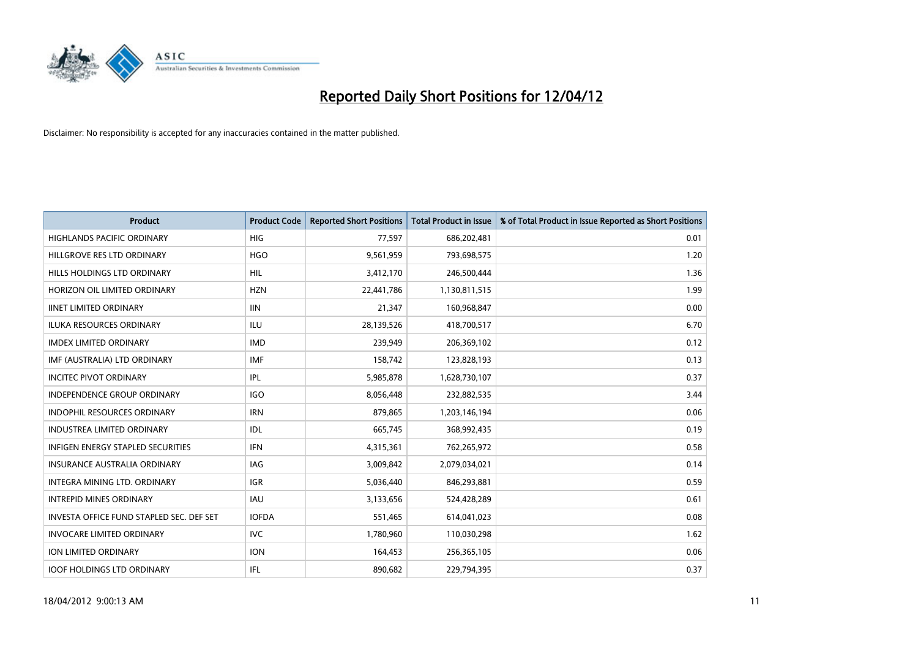# Reported Daily Short Positions for 12/04/12

Disclaimer: No responsibility is accepted for any inaccuracies contained in the matter published.

| Product | Product Code | Reported Short Positions | Total Product in Issue | % of Total Product in Issue Reported as Short Positions |
|---|---|---|---|---|
| HIGHLANDS PACIFIC ORDINARY | HIG | 77,597 | 686,202,481 | 0.01 |
| HILLGROVE RES LTD ORDINARY | HGO | 9,561,959 | 793,698,575 | 1.20 |
| HILLS HOLDINGS LTD ORDINARY | HIL | 3,412,170 | 246,500,444 | 1.36 |
| HORIZON OIL LIMITED ORDINARY | HZN | 22,441,786 | 1,130,811,515 | 1.99 |
| IINET LIMITED ORDINARY | IIN | 21,347 | 160,968,847 | 0.00 |
| ILUKA RESOURCES ORDINARY | ILU | 28,139,526 | 418,700,517 | 6.70 |
| IMDEX LIMITED ORDINARY | IMD | 239,949 | 206,369,102 | 0.12 |
| IMF (AUSTRALIA) LTD ORDINARY | IMF | 158,742 | 123,828,193 | 0.13 |
| INCITEC PIVOT ORDINARY | IPL | 5,985,878 | 1,628,730,107 | 0.37 |
| INDEPENDENCE GROUP ORDINARY | IGO | 8,056,448 | 232,882,535 | 3.44 |
| INDOPHIL RESOURCES ORDINARY | IRN | 879,865 | 1,203,146,194 | 0.06 |
| INDUSTREA LIMITED ORDINARY | IDL | 665,745 | 368,992,435 | 0.19 |
| INFIGEN ENERGY STAPLED SECURITIES | IFN | 4,315,361 | 762,265,972 | 0.58 |
| INSURANCE AUSTRALIA ORDINARY | IAG | 3,009,842 | 2,079,034,021 | 0.14 |
| INTEGRA MINING LTD. ORDINARY | IGR | 5,036,440 | 846,293,881 | 0.59 |
| INTREPID MINES ORDINARY | IAU | 3,133,656 | 524,428,289 | 0.61 |
| INVESTA OFFICE FUND STAPLED SEC. DEF SET | IOFDA | 551,465 | 614,041,023 | 0.08 |
| INVOCARE LIMITED ORDINARY | IVC | 1,780,960 | 110,030,298 | 1.62 |
| ION LIMITED ORDINARY | ION | 164,453 | 256,365,105 | 0.06 |
| IOOF HOLDINGS LTD ORDINARY | IFL | 890,682 | 229,794,395 | 0.37 |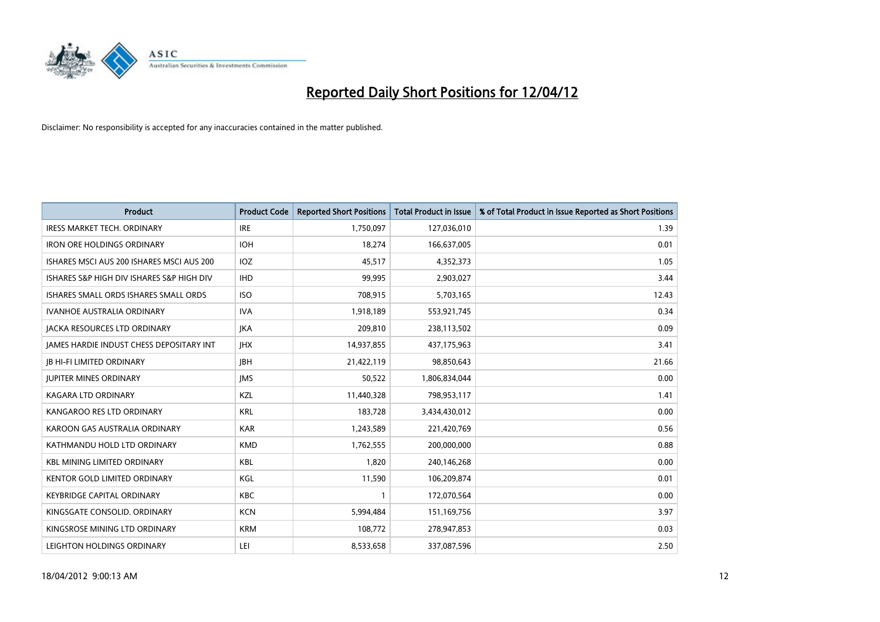# Reported Daily Short Positions for 12/04/12

Disclaimer: No responsibility is accepted for any inaccuracies contained in the matter published.

| Product | Product Code | Reported Short Positions | Total Product in Issue | % of Total Product in Issue Reported as Short Positions |
|---|---|---|---|---|
| IRESS MARKET TECH. ORDINARY | IRE | 1,750,097 | 127,036,010 | 1.39 |
| IRON ORE HOLDINGS ORDINARY | IOH | 18,274 | 166,637,005 | 0.01 |
| ISHARES MSCI AUS 200 ISHARES MSCI AUS 200 | IOZ | 45,517 | 4,352,373 | 1.05 |
| ISHARES S&P HIGH DIV ISHARES S&P HIGH DIV | IHD | 99,995 | 2,903,027 | 3.44 |
| ISHARES SMALL ORDS ISHARES SMALL ORDS | ISO | 708,915 | 5,703,165 | 12.43 |
| IVANHOE AUSTRALIA ORDINARY | IVA | 1,918,189 | 553,921,745 | 0.34 |
| JACKA RESOURCES LTD ORDINARY | JKA | 209,810 | 238,113,502 | 0.09 |
| JAMES HARDIE INDUST CHESS DEPOSITARY INT | JHX | 14,937,855 | 437,175,963 | 3.41 |
| JB HI-FI LIMITED ORDINARY | JBH | 21,422,119 | 98,850,643 | 21.66 |
| JUPITER MINES ORDINARY | JMS | 50,522 | 1,806,834,044 | 0.00 |
| KAGARA LTD ORDINARY | KZL | 11,440,328 | 798,953,117 | 1.41 |
| KANGAROO RES LTD ORDINARY | KRL | 183,728 | 3,434,430,012 | 0.00 |
| KAROON GAS AUSTRALIA ORDINARY | KAR | 1,243,589 | 221,420,769 | 0.56 |
| KATHMANDU HOLD LTD ORDINARY | KMD | 1,762,555 | 200,000,000 | 0.88 |
| KBL MINING LIMITED ORDINARY | KBL | 1,820 | 240,146,268 | 0.00 |
| KENTOR GOLD LIMITED ORDINARY | KGL | 11,590 | 106,209,874 | 0.01 |
| KEYBRIDGE CAPITAL ORDINARY | KBC | 1 | 172,070,564 | 0.00 |
| KINGSGATE CONSOLID. ORDINARY | KCN | 5,994,484 | 151,169,756 | 3.97 |
| KINGSROSE MINING LTD ORDINARY | KRM | 108,772 | 278,947,853 | 0.03 |
| LEIGHTON HOLDINGS ORDINARY | LEI | 8,533,658 | 337,087,596 | 2.50 |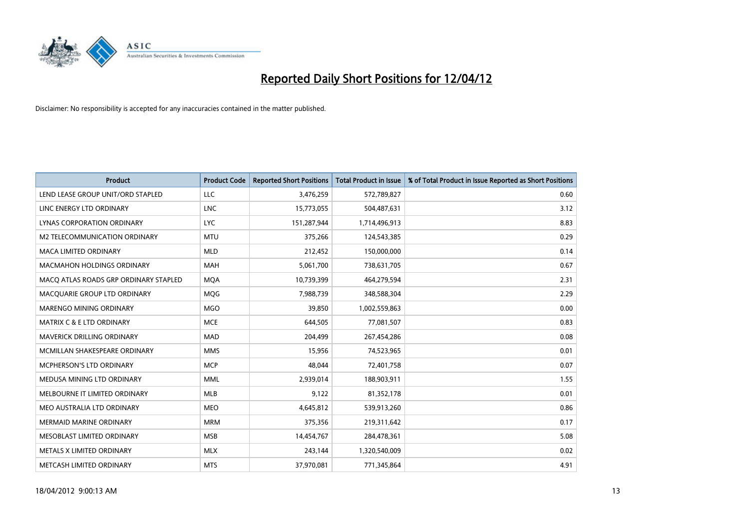# Reported Daily Short Positions for 12/04/12

Disclaimer: No responsibility is accepted for any inaccuracies contained in the matter published.

| Product | Product Code | Reported Short Positions | Total Product in Issue | % of Total Product in Issue Reported as Short Positions |
| --- | --- | --- | --- | --- |
| LEND LEASE GROUP UNIT/ORD STAPLED | LLC | 3,476,259 | 572,789,827 | 0.60 |
| LINC ENERGY LTD ORDINARY | LNC | 15,773,055 | 504,487,631 | 3.12 |
| LYNAS CORPORATION ORDINARY | LYC | 151,287,944 | 1,714,496,913 | 8.83 |
| M2 TELECOMMUNICATION ORDINARY | MTU | 375,266 | 124,543,385 | 0.29 |
| MACA LIMITED ORDINARY | MLD | 212,452 | 150,000,000 | 0.14 |
| MACMAHON HOLDINGS ORDINARY | MAH | 5,061,700 | 738,631,705 | 0.67 |
| MACQ ATLAS ROADS GRP ORDINARY STAPLED | MQA | 10,739,399 | 464,279,594 | 2.31 |
| MACQUARIE GROUP LTD ORDINARY | MQG | 7,988,739 | 348,588,304 | 2.29 |
| MARENGO MINING ORDINARY | MGO | 39,850 | 1,002,559,863 | 0.00 |
| MATRIX C & E LTD ORDINARY | MCE | 644,505 | 77,081,507 | 0.83 |
| MAVERICK DRILLING ORDINARY | MAD | 204,499 | 267,454,286 | 0.08 |
| MCMILLAN SHAKESPEARE ORDINARY | MMS | 15,956 | 74,523,965 | 0.01 |
| MCPHERSON'S LTD ORDINARY | MCP | 48,044 | 72,401,758 | 0.07 |
| MEDUSA MINING LTD ORDINARY | MML | 2,939,014 | 188,903,911 | 1.55 |
| MELBOURNE IT LIMITED ORDINARY | MLB | 9,122 | 81,352,178 | 0.01 |
| MEO AUSTRALIA LTD ORDINARY | MEO | 4,645,812 | 539,913,260 | 0.86 |
| MERMAID MARINE ORDINARY | MRM | 375,356 | 219,311,642 | 0.17 |
| MESOBLAST LIMITED ORDINARY | MSB | 14,454,767 | 284,478,361 | 5.08 |
| METALS X LIMITED ORDINARY | MLX | 243,144 | 1,320,540,009 | 0.02 |
| METCASH LIMITED ORDINARY | MTS | 37,970,081 | 771,345,864 | 4.91 |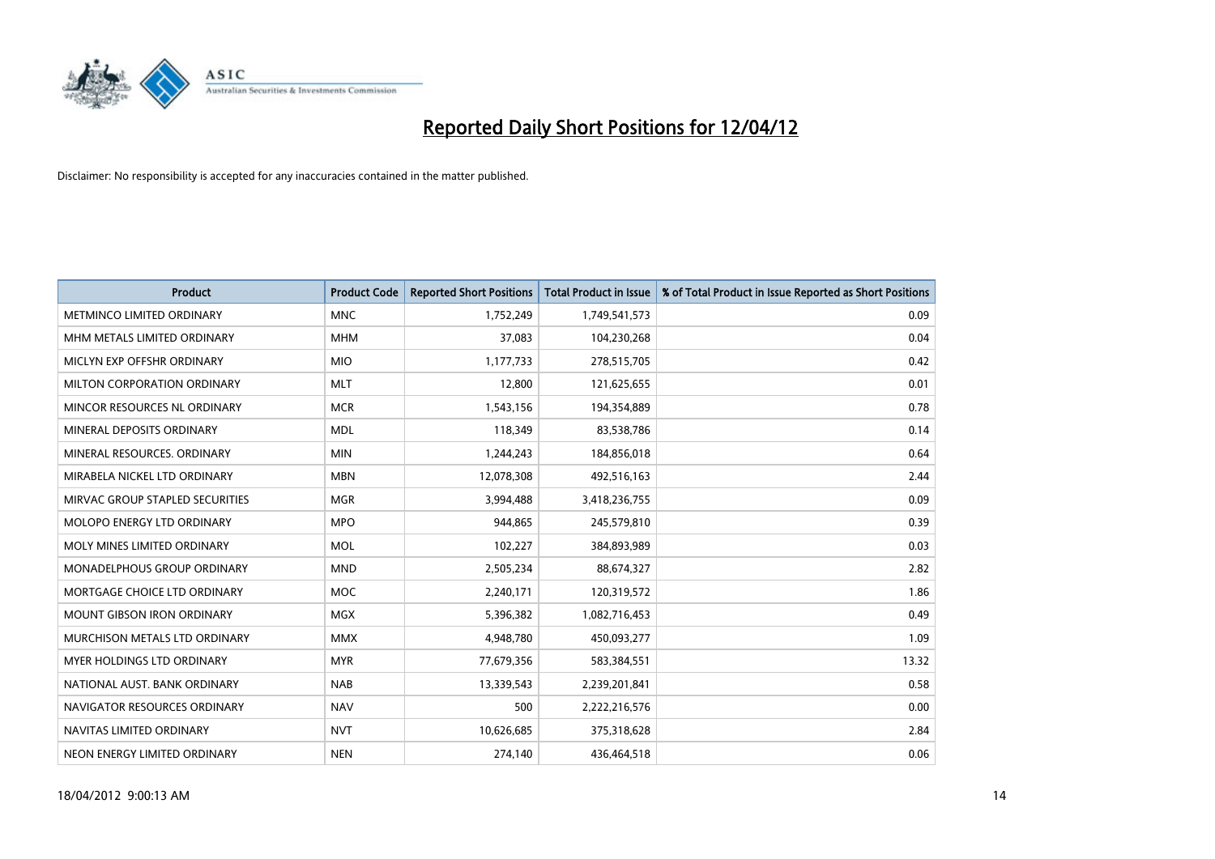# Reported Daily Short Positions for 12/04/12

Disclaimer: No responsibility is accepted for any inaccuracies contained in the matter published.

| Product | Product Code | Reported Short Positions | Total Product in Issue | % of Total Product in Issue Reported as Short Positions |
|---|---|---|---|---|
| METMINCO LIMITED ORDINARY | MNC | 1,752,249 | 1,749,541,573 | 0.09 |
| MHM METALS LIMITED ORDINARY | MHM | 37,083 | 104,230,268 | 0.04 |
| MICLYN EXP OFFSHR ORDINARY | MIO | 1,177,733 | 278,515,705 | 0.42 |
| MILTON CORPORATION ORDINARY | MLT | 12,800 | 121,625,655 | 0.01 |
| MINCOR RESOURCES NL ORDINARY | MCR | 1,543,156 | 194,354,889 | 0.78 |
| MINERAL DEPOSITS ORDINARY | MDL | 118,349 | 83,538,786 | 0.14 |
| MINERAL RESOURCES. ORDINARY | MIN | 1,244,243 | 184,856,018 | 0.64 |
| MIRABELA NICKEL LTD ORDINARY | MBN | 12,078,308 | 492,516,163 | 2.44 |
| MIRVAC GROUP STAPLED SECURITIES | MGR | 3,994,488 | 3,418,236,755 | 0.09 |
| MOLOPO ENERGY LTD ORDINARY | MPO | 944,865 | 245,579,810 | 0.39 |
| MOLY MINES LIMITED ORDINARY | MOL | 102,227 | 384,893,989 | 0.03 |
| MONADELPHOUS GROUP ORDINARY | MND | 2,505,234 | 88,674,327 | 2.82 |
| MORTGAGE CHOICE LTD ORDINARY | MOC | 2,240,171 | 120,319,572 | 1.86 |
| MOUNT GIBSON IRON ORDINARY | MGX | 5,396,382 | 1,082,716,453 | 0.49 |
| MURCHISON METALS LTD ORDINARY | MMX | 4,948,780 | 450,093,277 | 1.09 |
| MYER HOLDINGS LTD ORDINARY | MYR | 77,679,356 | 583,384,551 | 13.32 |
| NATIONAL AUST. BANK ORDINARY | NAB | 13,339,543 | 2,239,201,841 | 0.58 |
| NAVIGATOR RESOURCES ORDINARY | NAV | 500 | 2,222,216,576 | 0.00 |
| NAVITAS LIMITED ORDINARY | NVT | 10,626,685 | 375,318,628 | 2.84 |
| NEON ENERGY LIMITED ORDINARY | NEN | 274,140 | 436,464,518 | 0.06 |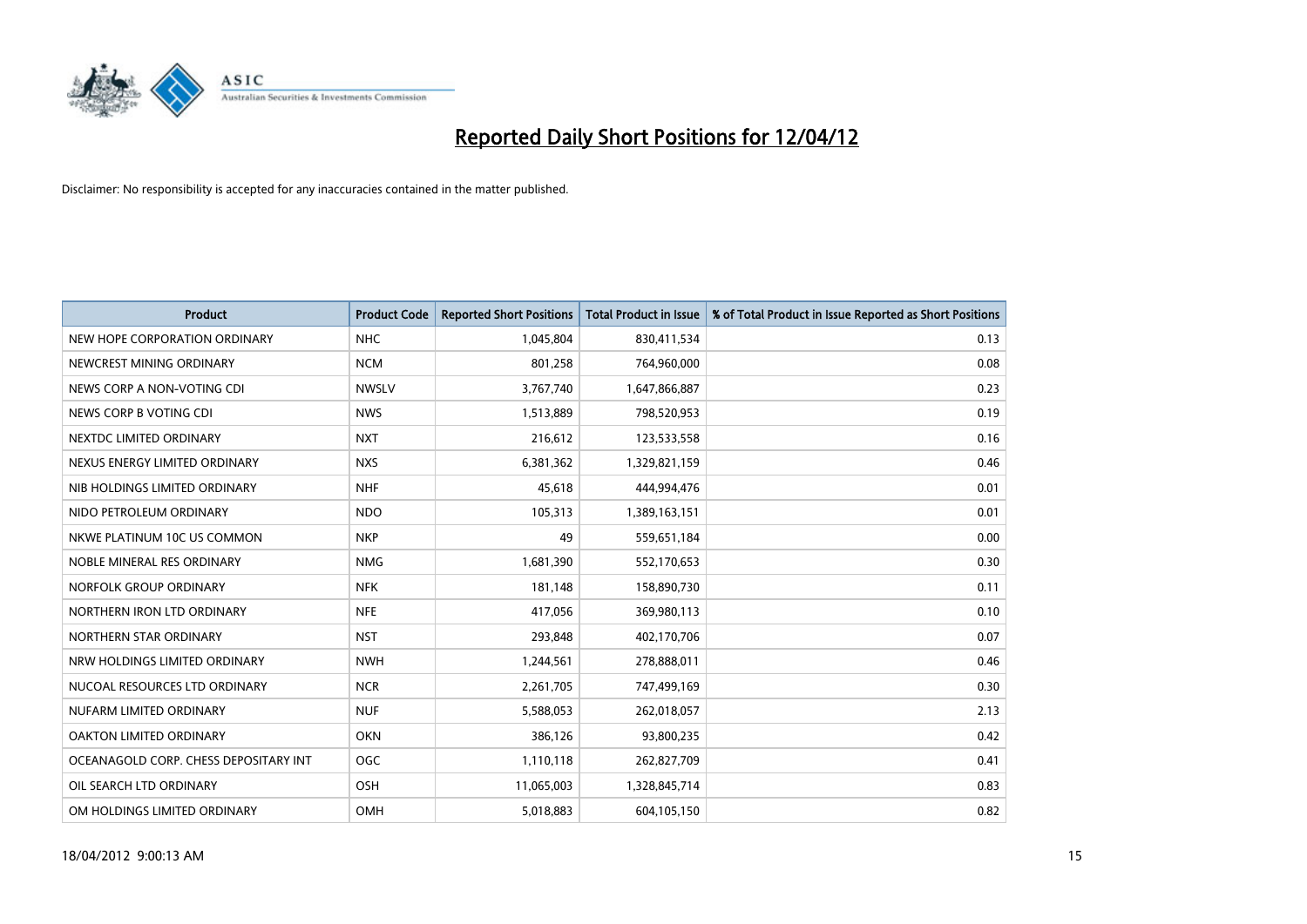# Reported Daily Short Positions for 12/04/12

Disclaimer: No responsibility is accepted for any inaccuracies contained in the matter published.

| Product | Product Code | Reported Short Positions | Total Product in Issue | % of Total Product in Issue Reported as Short Positions |
| --- | --- | --- | --- | --- |
| NEW HOPE CORPORATION ORDINARY | NHC | 1,045,804 | 830,411,534 | 0.13 |
| NEWCREST MINING ORDINARY | NCM | 801,258 | 764,960,000 | 0.08 |
| NEWS CORP A NON-VOTING CDI | NWSLV | 3,767,740 | 1,647,866,887 | 0.23 |
| NEWS CORP B VOTING CDI | NWS | 1,513,889 | 798,520,953 | 0.19 |
| NEXTDC LIMITED ORDINARY | NXT | 216,612 | 123,533,558 | 0.16 |
| NEXUS ENERGY LIMITED ORDINARY | NXS | 6,381,362 | 1,329,821,159 | 0.46 |
| NIB HOLDINGS LIMITED ORDINARY | NHF | 45,618 | 444,994,476 | 0.01 |
| NIDO PETROLEUM ORDINARY | NDO | 105,313 | 1,389,163,151 | 0.01 |
| NKWE PLATINUM 10C US COMMON | NKP | 49 | 559,651,184 | 0.00 |
| NOBLE MINERAL RES ORDINARY | NMG | 1,681,390 | 552,170,653 | 0.30 |
| NORFOLK GROUP ORDINARY | NFK | 181,148 | 158,890,730 | 0.11 |
| NORTHERN IRON LTD ORDINARY | NFE | 417,056 | 369,980,113 | 0.10 |
| NORTHERN STAR ORDINARY | NST | 293,848 | 402,170,706 | 0.07 |
| NRW HOLDINGS LIMITED ORDINARY | NWH | 1,244,561 | 278,888,011 | 0.46 |
| NUCOAL RESOURCES LTD ORDINARY | NCR | 2,261,705 | 747,499,169 | 0.30 |
| NUFARM LIMITED ORDINARY | NUF | 5,588,053 | 262,018,057 | 2.13 |
| OAKTON LIMITED ORDINARY | OKN | 386,126 | 93,800,235 | 0.42 |
| OCEANAGOLD CORP. CHESS DEPOSITARY INT | OGC | 1,110,118 | 262,827,709 | 0.41 |
| OIL SEARCH LTD ORDINARY | OSH | 11,065,003 | 1,328,845,714 | 0.83 |
| OM HOLDINGS LIMITED ORDINARY | OMH | 5,018,883 | 604,105,150 | 0.82 |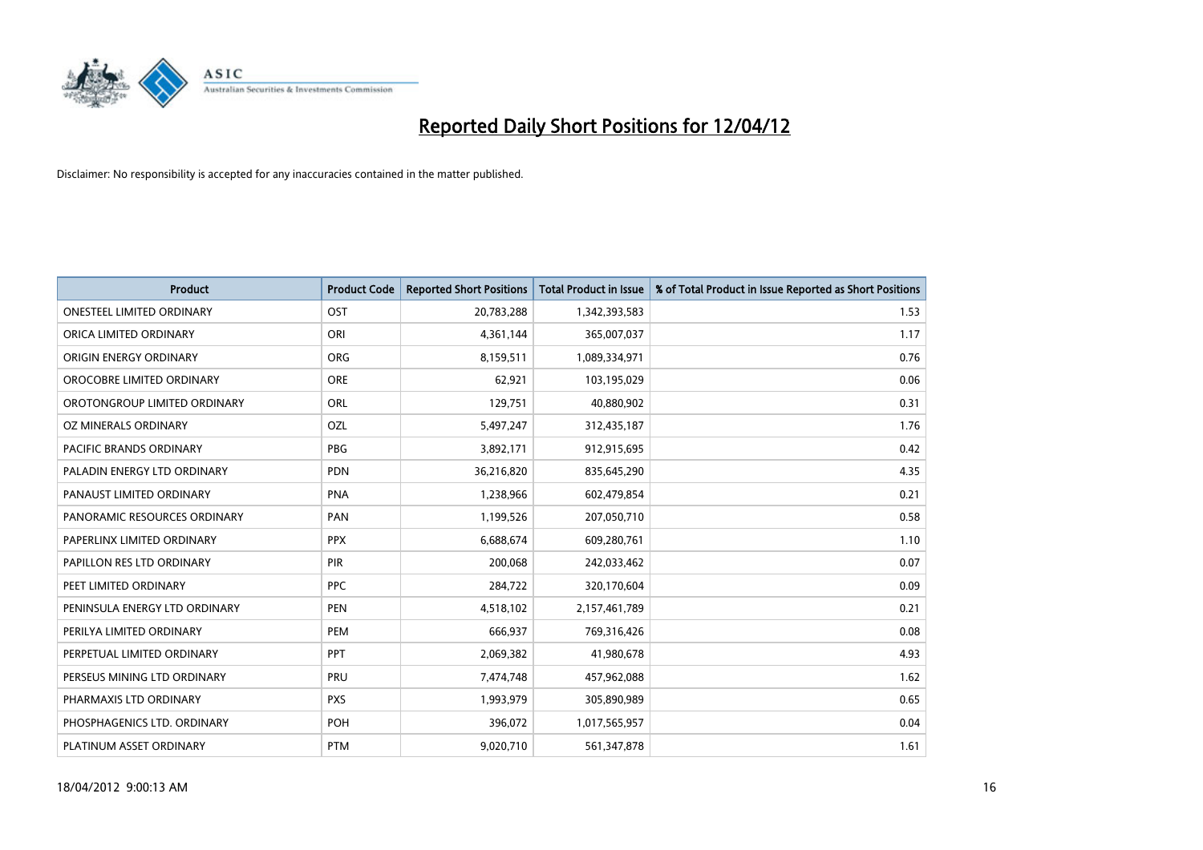# Reported Daily Short Positions for 12/04/12

Disclaimer: No responsibility is accepted for any inaccuracies contained in the matter published.

| Product | Product Code | Reported Short Positions | Total Product in Issue | % of Total Product in Issue Reported as Short Positions |
|---|---|---|---|---|
| ONESTEEL LIMITED ORDINARY | OST | 20,783,288 | 1,342,393,583 | 1.53 |
| ORICA LIMITED ORDINARY | ORI | 4,361,144 | 365,007,037 | 1.17 |
| ORIGIN ENERGY ORDINARY | ORG | 8,159,511 | 1,089,334,971 | 0.76 |
| OROCOBRE LIMITED ORDINARY | ORE | 62,921 | 103,195,029 | 0.06 |
| OROTONGROUP LIMITED ORDINARY | ORL | 129,751 | 40,880,902 | 0.31 |
| OZ MINERALS ORDINARY | OZL | 5,497,247 | 312,435,187 | 1.76 |
| PACIFIC BRANDS ORDINARY | PBG | 3,892,171 | 912,915,695 | 0.42 |
| PALADIN ENERGY LTD ORDINARY | PDN | 36,216,820 | 835,645,290 | 4.35 |
| PANAUST LIMITED ORDINARY | PNA | 1,238,966 | 602,479,854 | 0.21 |
| PANORAMIC RESOURCES ORDINARY | PAN | 1,199,526 | 207,050,710 | 0.58 |
| PAPERLINX LIMITED ORDINARY | PPX | 6,688,674 | 609,280,761 | 1.10 |
| PAPILLON RES LTD ORDINARY | PIR | 200,068 | 242,033,462 | 0.07 |
| PEET LIMITED ORDINARY | PPC | 284,722 | 320,170,604 | 0.09 |
| PENINSULA ENERGY LTD ORDINARY | PEN | 4,518,102 | 2,157,461,789 | 0.21 |
| PERILYA LIMITED ORDINARY | PEM | 666,937 | 769,316,426 | 0.08 |
| PERPETUAL LIMITED ORDINARY | PPT | 2,069,382 | 41,980,678 | 4.93 |
| PERSEUS MINING LTD ORDINARY | PRU | 7,474,748 | 457,962,088 | 1.62 |
| PHARMAXIS LTD ORDINARY | PXS | 1,993,979 | 305,890,989 | 0.65 |
| PHOSPHAGENICS LTD. ORDINARY | POH | 396,072 | 1,017,565,957 | 0.04 |
| PLATINUM ASSET ORDINARY | PTM | 9,020,710 | 561,347,878 | 1.61 |

18/04/2012 9:00:13 AM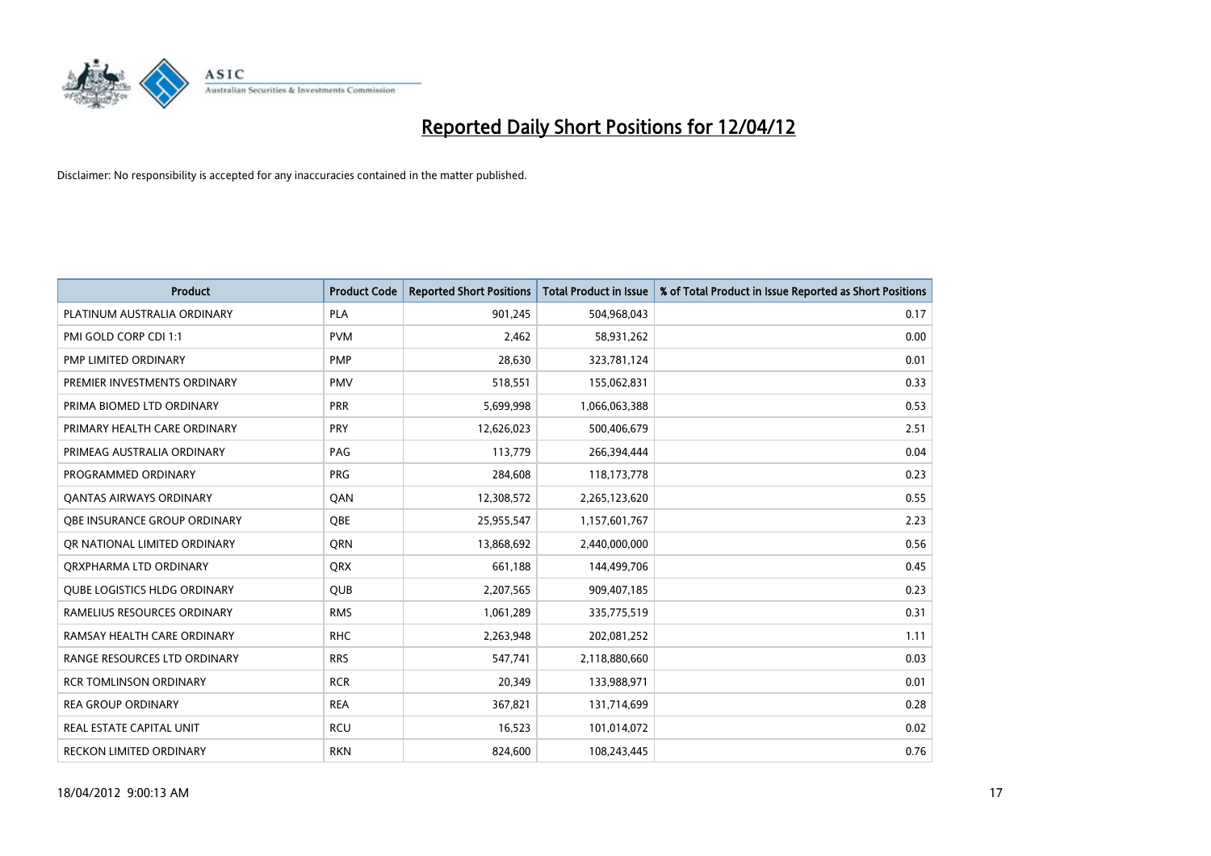# Reported Daily Short Positions for 12/04/12

Disclaimer: No responsibility is accepted for any inaccuracies contained in the matter published.

| Product | Product Code | Reported Short Positions | Total Product in Issue | % of Total Product in Issue Reported as Short Positions |
|---|---|---|---|---|
| PLATINUM AUSTRALIA ORDINARY | PLA | 901,245 | 504,968,043 | 0.17 |
| PMI GOLD CORP CDI 1:1 | PVM | 2,462 | 58,931,262 | 0.00 |
| PMP LIMITED ORDINARY | PMP | 28,630 | 323,781,124 | 0.01 |
| PREMIER INVESTMENTS ORDINARY | PMV | 518,551 | 155,062,831 | 0.33 |
| PRIMA BIOMED LTD ORDINARY | PRR | 5,699,998 | 1,066,063,388 | 0.53 |
| PRIMARY HEALTH CARE ORDINARY | PRY | 12,626,023 | 500,406,679 | 2.51 |
| PRIMEAG AUSTRALIA ORDINARY | PAG | 113,779 | 266,394,444 | 0.04 |
| PROGRAMMED ORDINARY | PRG | 284,608 | 118,173,778 | 0.23 |
| QANTAS AIRWAYS ORDINARY | QAN | 12,308,572 | 2,265,123,620 | 0.55 |
| QBE INSURANCE GROUP ORDINARY | QBE | 25,955,547 | 1,157,601,767 | 2.23 |
| QR NATIONAL LIMITED ORDINARY | QRN | 13,868,692 | 2,440,000,000 | 0.56 |
| QRXPHARMA LTD ORDINARY | QRX | 661,188 | 144,499,706 | 0.45 |
| QUBE LOGISTICS HLDG ORDINARY | QUB | 2,207,565 | 909,407,185 | 0.23 |
| RAMELIUS RESOURCES ORDINARY | RMS | 1,061,289 | 335,775,519 | 0.31 |
| RAMSAY HEALTH CARE ORDINARY | RHC | 2,263,948 | 202,081,252 | 1.11 |
| RANGE RESOURCES LTD ORDINARY | RRS | 547,741 | 2,118,880,660 | 0.03 |
| RCR TOMLINSON ORDINARY | RCR | 20,349 | 133,988,971 | 0.01 |
| REA GROUP ORDINARY | REA | 367,821 | 131,714,699 | 0.28 |
| REAL ESTATE CAPITAL UNIT | RCU | 16,523 | 101,014,072 | 0.02 |
| RECKON LIMITED ORDINARY | RKN | 824,600 | 108,243,445 | 0.76 |

18/04/2012 9:00:13 AM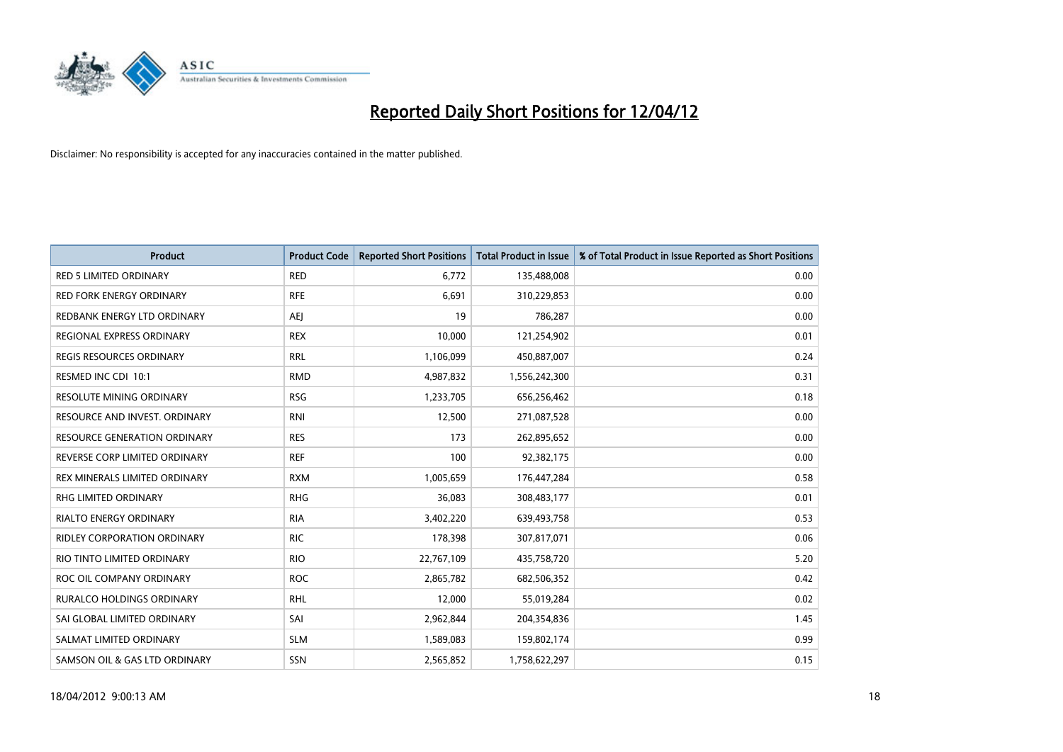# Reported Daily Short Positions for 12/04/12

Disclaimer: No responsibility is accepted for any inaccuracies contained in the matter published.

| Product | Product Code | Reported Short Positions | Total Product in Issue | % of Total Product in Issue Reported as Short Positions |
|---|---|---|---|---|
| RED 5 LIMITED ORDINARY | RED | 6,772 | 135,488,008 | 0.00 |
| RED FORK ENERGY ORDINARY | RFE | 6,691 | 310,229,853 | 0.00 |
| REDBANK ENERGY LTD ORDINARY | AEJ | 19 | 786,287 | 0.00 |
| REGIONAL EXPRESS ORDINARY | REX | 10,000 | 121,254,902 | 0.01 |
| REGIS RESOURCES ORDINARY | RRL | 1,106,099 | 450,887,007 | 0.24 |
| RESMED INC CDI 10:1 | RMD | 4,987,832 | 1,556,242,300 | 0.31 |
| RESOLUTE MINING ORDINARY | RSG | 1,233,705 | 656,256,462 | 0.18 |
| RESOURCE AND INVEST. ORDINARY | RNI | 12,500 | 271,087,528 | 0.00 |
| RESOURCE GENERATION ORDINARY | RES | 173 | 262,895,652 | 0.00 |
| REVERSE CORP LIMITED ORDINARY | REF | 100 | 92,382,175 | 0.00 |
| REX MINERALS LIMITED ORDINARY | RXM | 1,005,659 | 176,447,284 | 0.58 |
| RHG LIMITED ORDINARY | RHG | 36,083 | 308,483,177 | 0.01 |
| RIALTO ENERGY ORDINARY | RIA | 3,402,220 | 639,493,758 | 0.53 |
| RIDLEY CORPORATION ORDINARY | RIC | 178,398 | 307,817,071 | 0.06 |
| RIO TINTO LIMITED ORDINARY | RIO | 22,767,109 | 435,758,720 | 5.20 |
| ROC OIL COMPANY ORDINARY | ROC | 2,865,782 | 682,506,352 | 0.42 |
| RURALCO HOLDINGS ORDINARY | RHL | 12,000 | 55,019,284 | 0.02 |
| SAI GLOBAL LIMITED ORDINARY | SAI | 2,962,844 | 204,354,836 | 1.45 |
| SALMAT LIMITED ORDINARY | SLM | 1,589,083 | 159,802,174 | 0.99 |
| SAMSON OIL & GAS LTD ORDINARY | SSN | 2,565,852 | 1,758,622,297 | 0.15 |

18/04/2012 9:00:13 AM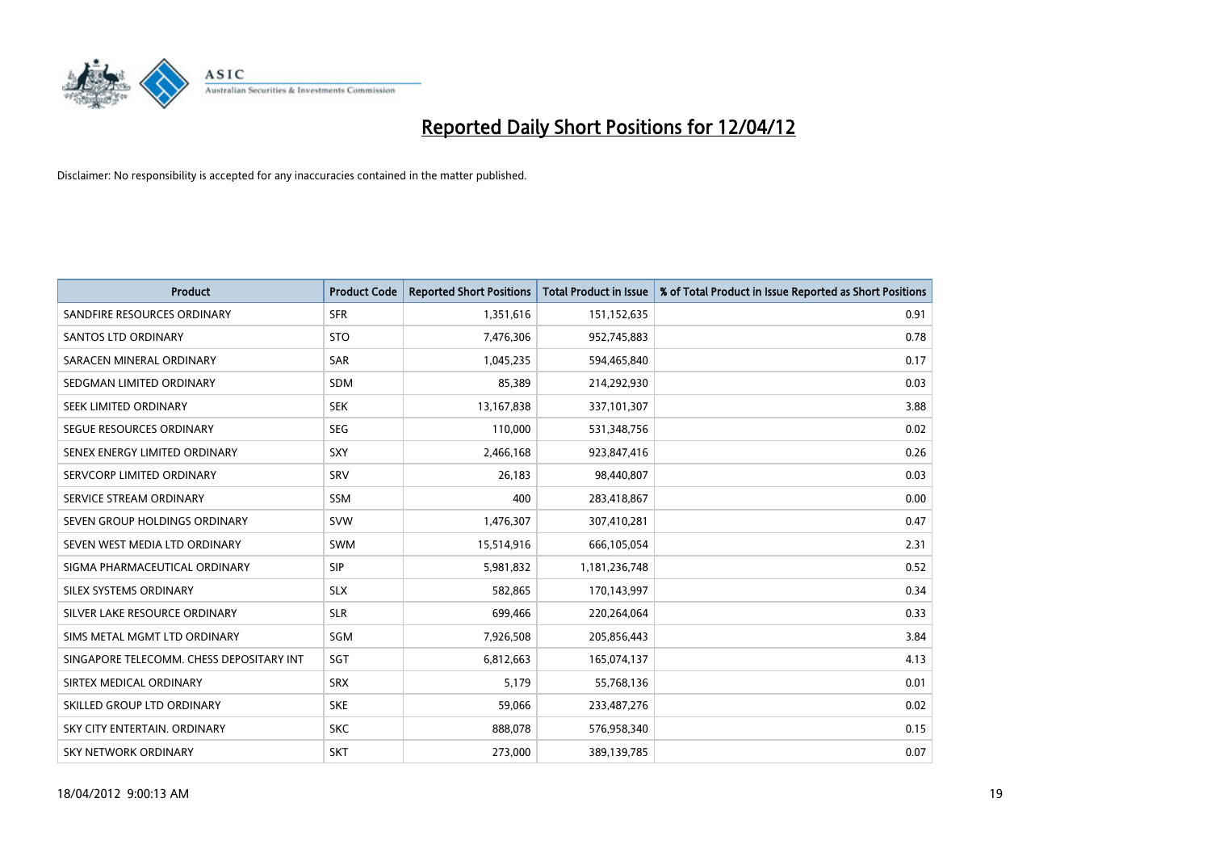# Reported Daily Short Positions for 12/04/12

Disclaimer: No responsibility is accepted for any inaccuracies contained in the matter published.

| Product | Product Code | Reported Short Positions | Total Product in Issue | % of Total Product in Issue Reported as Short Positions |
| --- | --- | --- | --- | --- |
| SANDFIRE RESOURCES ORDINARY | SFR | 1,351,616 | 151,152,635 | 0.91 |
| SANTOS LTD ORDINARY | STO | 7,476,306 | 952,745,883 | 0.78 |
| SARACEN MINERAL ORDINARY | SAR | 1,045,235 | 594,465,840 | 0.17 |
| SEDGMAN LIMITED ORDINARY | SDM | 85,389 | 214,292,930 | 0.03 |
| SEEK LIMITED ORDINARY | SEK | 13,167,838 | 337,101,307 | 3.88 |
| SEGUE RESOURCES ORDINARY | SEG | 110,000 | 531,348,756 | 0.02 |
| SENEX ENERGY LIMITED ORDINARY | SXY | 2,466,168 | 923,847,416 | 0.26 |
| SERVCORP LIMITED ORDINARY | SRV | 26,183 | 98,440,807 | 0.03 |
| SERVICE STREAM ORDINARY | SSM | 400 | 283,418,867 | 0.00 |
| SEVEN GROUP HOLDINGS ORDINARY | SVW | 1,476,307 | 307,410,281 | 0.47 |
| SEVEN WEST MEDIA LTD ORDINARY | SWM | 15,514,916 | 666,105,054 | 2.31 |
| SIGMA PHARMACEUTICAL ORDINARY | SIP | 5,981,832 | 1,181,236,748 | 0.52 |
| SILEX SYSTEMS ORDINARY | SLX | 582,865 | 170,143,997 | 0.34 |
| SILVER LAKE RESOURCE ORDINARY | SLR | 699,466 | 220,264,064 | 0.33 |
| SIMS METAL MGMT LTD ORDINARY | SGM | 7,926,508 | 205,856,443 | 3.84 |
| SINGAPORE TELECOMM. CHESS DEPOSITARY INT | SGT | 6,812,663 | 165,074,137 | 4.13 |
| SIRTEX MEDICAL ORDINARY | SRX | 5,179 | 55,768,136 | 0.01 |
| SKILLED GROUP LTD ORDINARY | SKE | 59,066 | 233,487,276 | 0.02 |
| SKY CITY ENTERTAIN. ORDINARY | SKC | 888,078 | 576,958,340 | 0.15 |
| SKY NETWORK ORDINARY | SKT | 273,000 | 389,139,785 | 0.07 |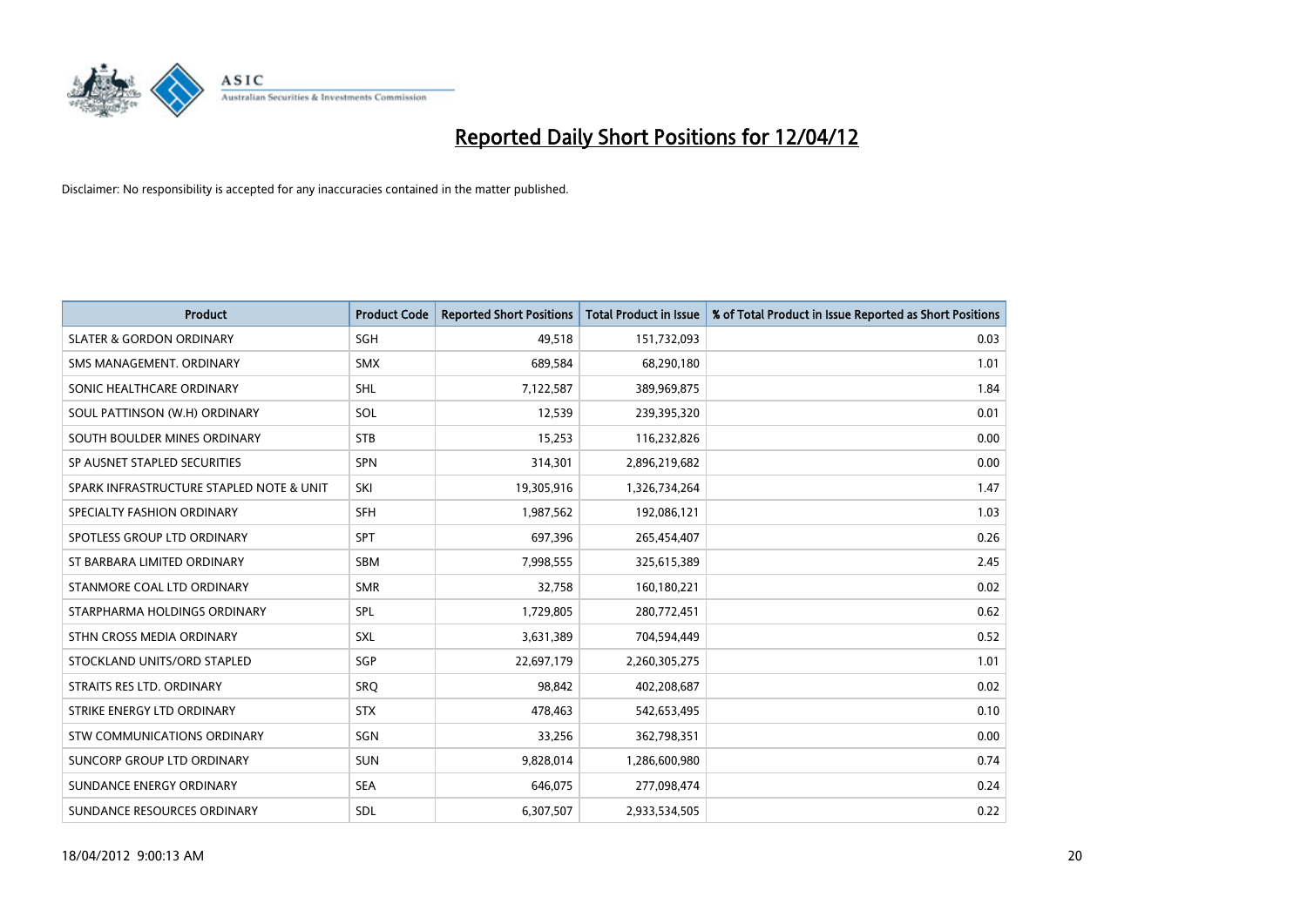# Reported Daily Short Positions for 12/04/12

Disclaimer: No responsibility is accepted for any inaccuracies contained in the matter published.

| Product | Product Code | Reported Short Positions | Total Product in Issue | % of Total Product in Issue Reported as Short Positions |
|---|---|---|---|---|
| SLATER & GORDON ORDINARY | SGH | 49,518 | 151,732,093 | 0.03 |
| SMS MANAGEMENT. ORDINARY | SMX | 689,584 | 68,290,180 | 1.01 |
| SONIC HEALTHCARE ORDINARY | SHL | 7,122,587 | 389,969,875 | 1.84 |
| SOUL PATTINSON (W.H) ORDINARY | SOL | 12,539 | 239,395,320 | 0.01 |
| SOUTH BOULDER MINES ORDINARY | STB | 15,253 | 116,232,826 | 0.00 |
| SP AUSNET STAPLED SECURITIES | SPN | 314,301 | 2,896,219,682 | 0.00 |
| SPARK INFRASTRUCTURE STAPLED NOTE & UNIT | SKI | 19,305,916 | 1,326,734,264 | 1.47 |
| SPECIALTY FASHION ORDINARY | SFH | 1,987,562 | 192,086,121 | 1.03 |
| SPOTLESS GROUP LTD ORDINARY | SPT | 697,396 | 265,454,407 | 0.26 |
| ST BARBARA LIMITED ORDINARY | SBM | 7,998,555 | 325,615,389 | 2.45 |
| STANMORE COAL LTD ORDINARY | SMR | 32,758 | 160,180,221 | 0.02 |
| STARPHARMA HOLDINGS ORDINARY | SPL | 1,729,805 | 280,772,451 | 0.62 |
| STHN CROSS MEDIA ORDINARY | SXL | 3,631,389 | 704,594,449 | 0.52 |
| STOCKLAND UNITS/ORD STAPLED | SGP | 22,697,179 | 2,260,305,275 | 1.01 |
| STRAITS RES LTD. ORDINARY | SRQ | 98,842 | 402,208,687 | 0.02 |
| STRIKE ENERGY LTD ORDINARY | STX | 478,463 | 542,653,495 | 0.10 |
| STW COMMUNICATIONS ORDINARY | SGN | 33,256 | 362,798,351 | 0.00 |
| SUNCORP GROUP LTD ORDINARY | SUN | 9,828,014 | 1,286,600,980 | 0.74 |
| SUNDANCE ENERGY ORDINARY | SEA | 646,075 | 277,098,474 | 0.24 |
| SUNDANCE RESOURCES ORDINARY | SDL | 6,307,507 | 2,933,534,505 | 0.22 |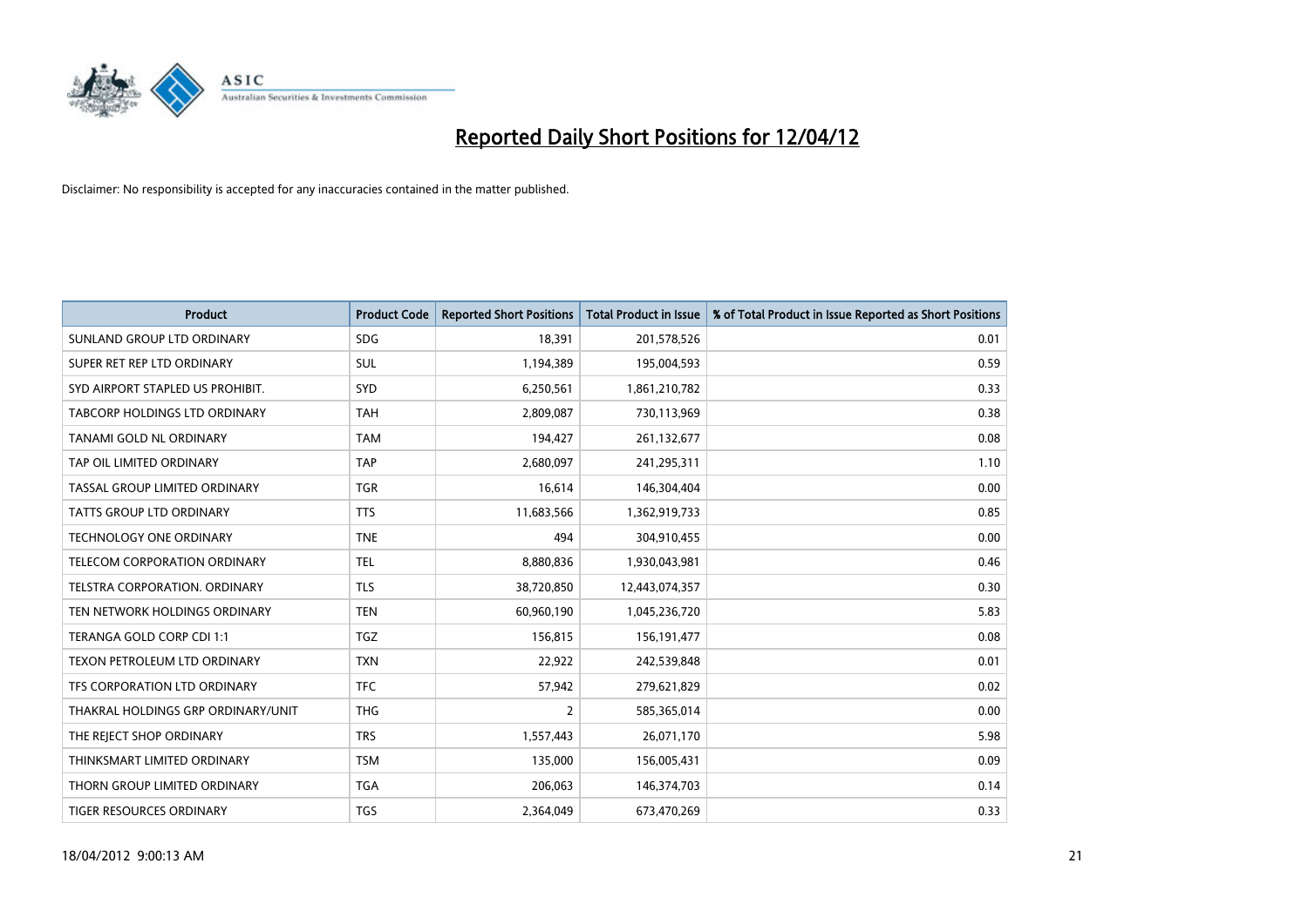# Reported Daily Short Positions for 12/04/12

Disclaimer: No responsibility is accepted for any inaccuracies contained in the matter published.

| Product | Product Code | Reported Short Positions | Total Product in Issue | % of Total Product in Issue Reported as Short Positions |
|---|---|---|---|---|
| SUNLAND GROUP LTD ORDINARY | SDG | 18,391 | 201,578,526 | 0.01 |
| SUPER RET REP LTD ORDINARY | SUL | 1,194,389 | 195,004,593 | 0.59 |
| SYD AIRPORT STAPLED US PROHIBIT. | SYD | 6,250,561 | 1,861,210,782 | 0.33 |
| TABCORP HOLDINGS LTD ORDINARY | TAH | 2,809,087 | 730,113,969 | 0.38 |
| TANAMI GOLD NL ORDINARY | TAM | 194,427 | 261,132,677 | 0.08 |
| TAP OIL LIMITED ORDINARY | TAP | 2,680,097 | 241,295,311 | 1.10 |
| TASSAL GROUP LIMITED ORDINARY | TGR | 16,614 | 146,304,404 | 0.00 |
| TATTS GROUP LTD ORDINARY | TTS | 11,683,566 | 1,362,919,733 | 0.85 |
| TECHNOLOGY ONE ORDINARY | TNE | 494 | 304,910,455 | 0.00 |
| TELECOM CORPORATION ORDINARY | TEL | 8,880,836 | 1,930,043,981 | 0.46 |
| TELSTRA CORPORATION. ORDINARY | TLS | 38,720,850 | 12,443,074,357 | 0.30 |
| TEN NETWORK HOLDINGS ORDINARY | TEN | 60,960,190 | 1,045,236,720 | 5.83 |
| TERANGA GOLD CORP CDI 1:1 | TGZ | 156,815 | 156,191,477 | 0.08 |
| TEXON PETROLEUM LTD ORDINARY | TXN | 22,922 | 242,539,848 | 0.01 |
| TFS CORPORATION LTD ORDINARY | TFC | 57,942 | 279,621,829 | 0.02 |
| THAKRAL HOLDINGS GRP ORDINARY/UNIT | THG | 2 | 585,365,014 | 0.00 |
| THE REJECT SHOP ORDINARY | TRS | 1,557,443 | 26,071,170 | 5.98 |
| THINKSMART LIMITED ORDINARY | TSM | 135,000 | 156,005,431 | 0.09 |
| THORN GROUP LIMITED ORDINARY | TGA | 206,063 | 146,374,703 | 0.14 |
| TIGER RESOURCES ORDINARY | TGS | 2,364,049 | 673,470,269 | 0.33 |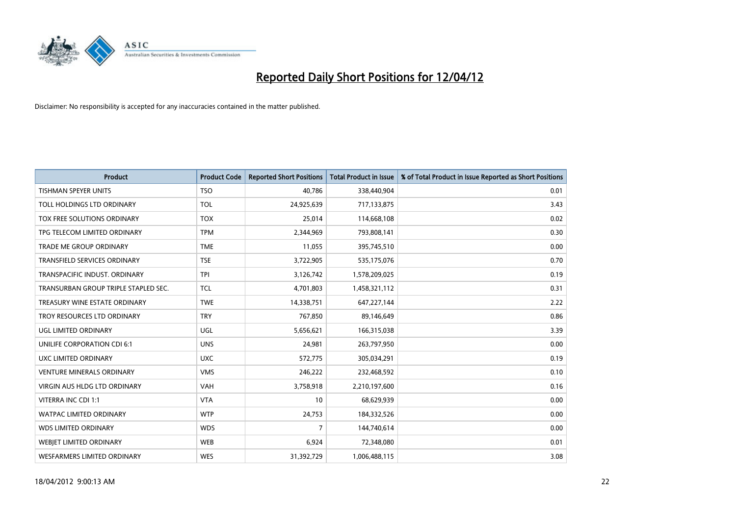# Reported Daily Short Positions for 12/04/12

Disclaimer: No responsibility is accepted for any inaccuracies contained in the matter published.

| Product | Product Code | Reported Short Positions | Total Product in Issue | % of Total Product in Issue Reported as Short Positions |
|---|---|---|---|---|
| TISHMAN SPEYER UNITS | TSO | 40,786 | 338,440,904 | 0.01 |
| TOLL HOLDINGS LTD ORDINARY | TOL | 24,925,639 | 717,133,875 | 3.43 |
| TOX FREE SOLUTIONS ORDINARY | TOX | 25,014 | 114,668,108 | 0.02 |
| TPG TELECOM LIMITED ORDINARY | TPM | 2,344,969 | 793,808,141 | 0.30 |
| TRADE ME GROUP ORDINARY | TME | 11,055 | 395,745,510 | 0.00 |
| TRANSFIELD SERVICES ORDINARY | TSE | 3,722,905 | 535,175,076 | 0.70 |
| TRANSPACIFIC INDUST. ORDINARY | TPI | 3,126,742 | 1,578,209,025 | 0.19 |
| TRANSURBAN GROUP TRIPLE STAPLED SEC. | TCL | 4,701,803 | 1,458,321,112 | 0.31 |
| TREASURY WINE ESTATE ORDINARY | TWE | 14,338,751 | 647,227,144 | 2.22 |
| TROY RESOURCES LTD ORDINARY | TRY | 767,850 | 89,146,649 | 0.86 |
| UGL LIMITED ORDINARY | UGL | 5,656,621 | 166,315,038 | 3.39 |
| UNILIFE CORPORATION CDI 6:1 | UNS | 24,981 | 263,797,950 | 0.00 |
| UXC LIMITED ORDINARY | UXC | 572,775 | 305,034,291 | 0.19 |
| VENTURE MINERALS ORDINARY | VMS | 246,222 | 232,468,592 | 0.10 |
| VIRGIN AUS HLDG LTD ORDINARY | VAH | 3,758,918 | 2,210,197,600 | 0.16 |
| VITERRA INC CDI 1:1 | VTA | 10 | 68,629,939 | 0.00 |
| WATPAC LIMITED ORDINARY | WTP | 24,753 | 184,332,526 | 0.00 |
| WDS LIMITED ORDINARY | WDS | 7 | 144,740,614 | 0.00 |
| WEBJET LIMITED ORDINARY | WEB | 6,924 | 72,348,080 | 0.01 |
| WESFARMERS LIMITED ORDINARY | WES | 31,392,729 | 1,006,488,115 | 3.08 |

18/04/2012 9:00:13 AM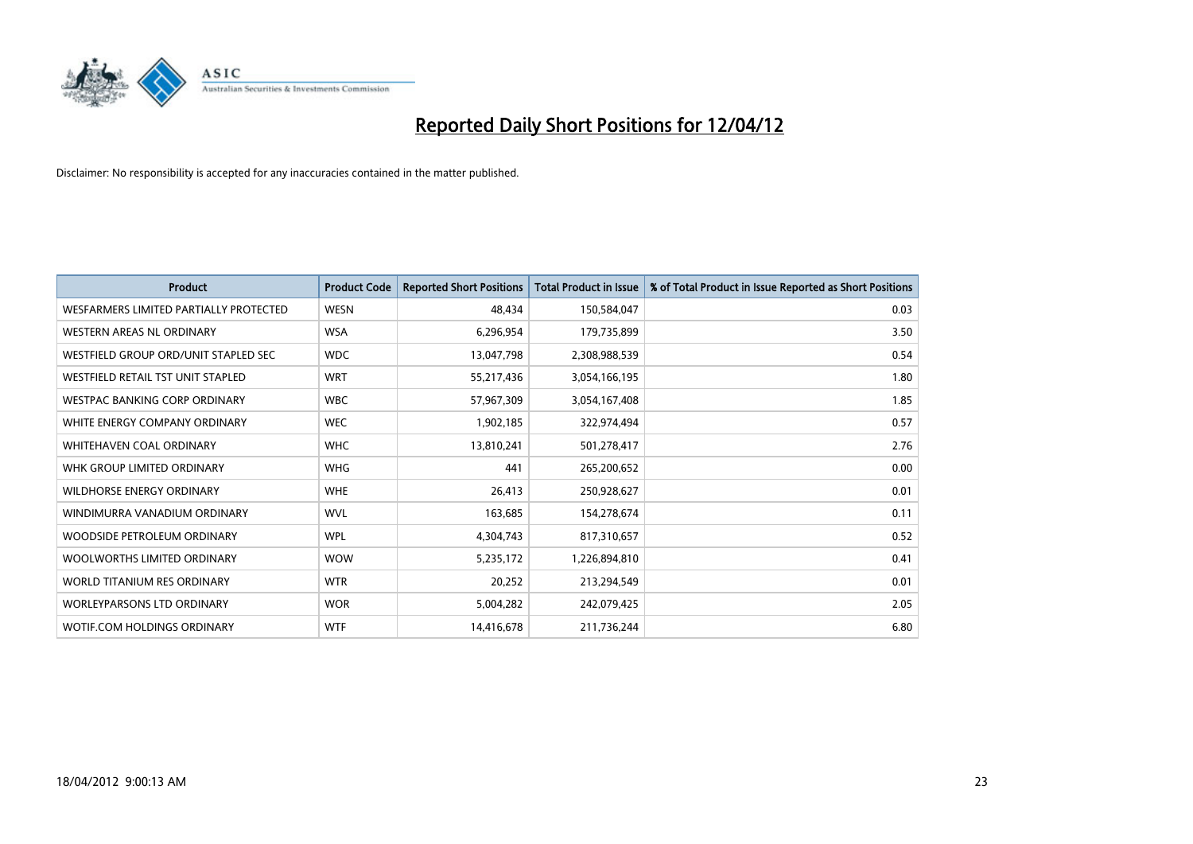# Reported Daily Short Positions for 12/04/12

Disclaimer: No responsibility is accepted for any inaccuracies contained in the matter published.

| Product | Product Code | Reported Short Positions | Total Product in Issue | % of Total Product in Issue Reported as Short Positions |
|---|---|---|---|---|
| WESFARMERS LIMITED PARTIALLY PROTECTED | WESN | 48,434 | 150,584,047 | 0.03 |
| WESTERN AREAS NL ORDINARY | WSA | 6,296,954 | 179,735,899 | 3.50 |
| WESTFIELD GROUP ORD/UNIT STAPLED SEC | WDC | 13,047,798 | 2,308,988,539 | 0.54 |
| WESTFIELD RETAIL TST UNIT STAPLED | WRT | 55,217,436 | 3,054,166,195 | 1.80 |
| WESTPAC BANKING CORP ORDINARY | WBC | 57,967,309 | 3,054,167,408 | 1.85 |
| WHITE ENERGY COMPANY ORDINARY | WEC | 1,902,185 | 322,974,494 | 0.57 |
| WHITEHAVEN COAL ORDINARY | WHC | 13,810,241 | 501,278,417 | 2.76 |
| WHK GROUP LIMITED ORDINARY | WHG | 441 | 265,200,652 | 0.00 |
| WILDHORSE ENERGY ORDINARY | WHE | 26,413 | 250,928,627 | 0.01 |
| WINDIMURRA VANADIUM ORDINARY | WVL | 163,685 | 154,278,674 | 0.11 |
| WOODSIDE PETROLEUM ORDINARY | WPL | 4,304,743 | 817,310,657 | 0.52 |
| WOOLWORTHS LIMITED ORDINARY | WOW | 5,235,172 | 1,226,894,810 | 0.41 |
| WORLD TITANIUM RES ORDINARY | WTR | 20,252 | 213,294,549 | 0.01 |
| WORLEYPARSONS LTD ORDINARY | WOR | 5,004,282 | 242,079,425 | 2.05 |
| WOTIF.COM HOLDINGS ORDINARY | WTF | 14,416,678 | 211,736,244 | 6.80 |